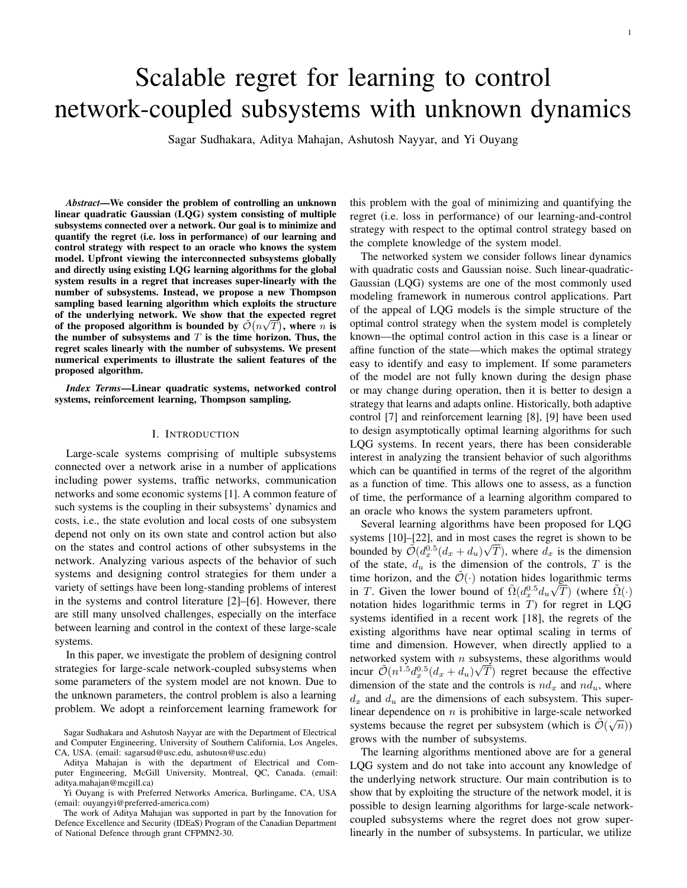# Scalable regret for learning to control network-coupled subsystems with unknown dynamics

Sagar Sudhakara, Aditya Mahajan, Ashutosh Nayyar, and Yi Ouyang

***Abstract*—We consider the problem of controlling an unknown linear quadratic Gaussian (LQG) system consisting of multiple subsystems connected over a network. Our goal is to minimize and quantify the regret (i.e. loss in performance) of our learning and control strategy with respect to an oracle who knows the system model. Upfront viewing the interconnected subsystems globally and directly using existing LQG learning algorithms for the global system results in a regret that increases super-linearly with the number of subsystems. Instead, we propose a new Thompson sampling based learning algorithm which exploits the structure of the underlying network. We show that the expected regret of the proposed algorithm is bounded by $\tilde{\mathcal{O}}(n\sqrt{T})$, where $n$ is the number of subsystems and $T$ is the time horizon. Thus, the regret scales linearly with the number of subsystems. We present numerical experiments to illustrate the salient features of the proposed algorithm.**

***Index Terms*—Linear quadratic systems, networked control systems, reinforcement learning, Thompson sampling.**

## I. Introduction

Large-scale systems comprising of multiple subsystems connected over a network arise in a number of applications including power systems, traffic networks, communication networks and some economic systems [1]. A common feature of such systems is the coupling in their subsystems' dynamics and costs, i.e., the state evolution and local costs of one subsystem depend not only on its own state and control action but also on the states and control actions of other subsystems in the network. Analyzing various aspects of the behavior of such systems and designing control strategies for them under a variety of settings have been long-standing problems of interest in the systems and control literature [2]–[6]. However, there are still many unsolved challenges, especially on the interface between learning and control in the context of these large-scale systems.

In this paper, we investigate the problem of designing control strategies for large-scale network-coupled subsystems when some parameters of the system model are not known. Due to the unknown parameters, the control problem is also a learning problem. We adopt a reinforcement learning framework for this problem with the goal of minimizing and quantifying the regret (i.e. loss in performance) of our learning-and-control strategy with respect to the optimal control strategy based on the complete knowledge of the system model.

The networked system we consider follows linear dynamics with quadratic costs and Gaussian noise. Such linear-quadratic-Gaussian (LQG) systems are one of the most commonly used modeling framework in numerous control applications. Part of the appeal of LQG models is the simple structure of the optimal control strategy when the system model is completely known—the optimal control action in this case is a linear or affine function of the state—which makes the optimal strategy easy to identify and easy to implement. If some parameters of the model are not fully known during the design phase or may change during operation, then it is better to design a strategy that learns and adapts online. Historically, both adaptive control [7] and reinforcement learning [8], [9] have been used to design asymptotically optimal learning algorithms for such LQG systems. In recent years, there has been considerable interest in analyzing the transient behavior of such algorithms which can be quantified in terms of the regret of the algorithm as a function of time. This allows one to assess, as a function of time, the performance of a learning algorithm compared to an oracle who knows the system parameters upfront.

Several learning algorithms have been proposed for LQG systems [10]–[22], and in most cases the regret is shown to be bounded by $\tilde{\mathcal{O}}(d_x^{0.5}(d_x + d_u)\sqrt{T})$, where $d_x$ is the dimension of the state, $d_u$ is the dimension of the controls, $T$ is the time horizon, and the $\tilde{\mathcal{O}}(\cdot)$ notation hides logarithmic terms in $T$. Given the lower bound of $\tilde{\Omega}(d_x^{0.5} d_u \sqrt{T})$ (where $\tilde{\Omega}(\cdot)$ notation hides logarithmic terms in $T$) for regret in LQG systems identified in a recent work [18], the regrets of the existing algorithms have near optimal scaling in terms of time and dimension. However, when directly applied to a networked system with $n$ subsystems, these algorithms would incur $\tilde{\mathcal{O}}(n^{1.5} d_x^{0.5}(d_x + d_u)\sqrt{T})$ regret because the effective dimension of the state and the controls is $n d_x$ and $n d_u$, where $d_x$ and $d_u$ are the dimensions of each subsystem. This super-linear dependence on $n$ is prohibitive in large-scale networked systems because the regret per subsystem (which is $\tilde{\mathcal{O}}(\sqrt{n})$) grows with the number of subsystems.

The learning algorithms mentioned above are for a general LQG system and do not take into account any knowledge of the underlying network structure. Our main contribution is to show that by exploiting the structure of the network model, it is possible to design learning algorithms for large-scale network-coupled subsystems where the regret does not grow super-linearly in the number of subsystems. In particular, we utilize

Sagar Sudhakara and Ashutosh Nayyar are with the Department of Electrical and Computer Engineering, University of Southern California, Los Angeles, CA, USA. (email: sagarsud@usc.edu, ashutosn@usc.edu)

Aditya Mahajan is with the department of Electrical and Computer Engineering, McGill University, Montreal, QC, Canada. (email: aditya.mahajan@mcgill.ca)

Yi Ouyang is with Preferred Networks America, Burlingame, CA, USA (email: ouyangyi@preferred-america.com)

The work of Aditya Mahajan was supported in part by the Innovation for Defence Excellence and Security (IDEaS) Program of the Canadian Department of National Defence through grant CFPMN2-30.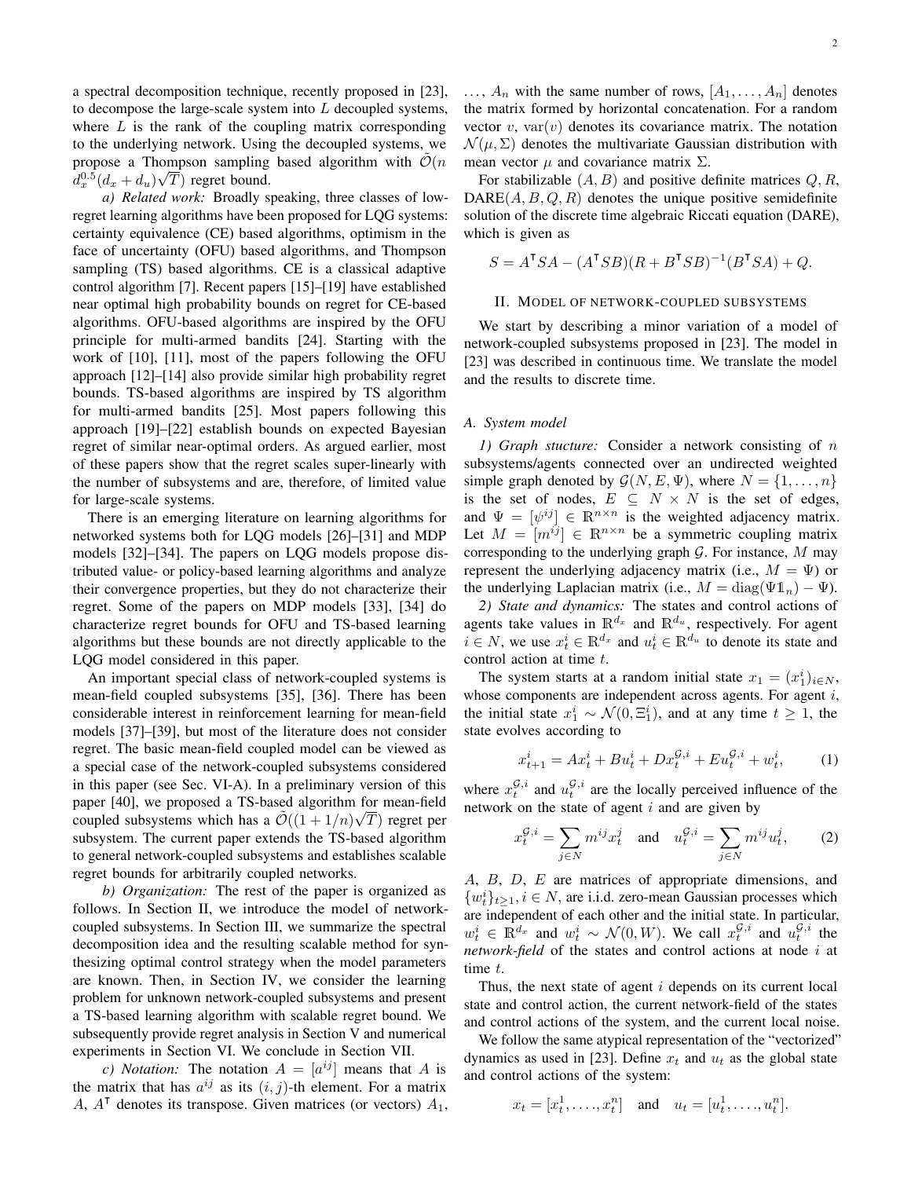a spectral decomposition technique, recently proposed in [23], to decompose the large-scale system into $L$ decoupled systems, where $L$ is the rank of the coupling matrix corresponding to the underlying network. Using the decoupled systems, we propose a Thompson sampling based algorithm with $\tilde{\mathcal{O}}(n\, d_x^{0.5}(d_x + d_u)\sqrt{T})$ regret bound.

*a) Related work:* Broadly speaking, three classes of low-regret learning algorithms have been proposed for LQG systems: certainty equivalence (CE) based algorithms, optimism in the face of uncertainty (OFU) based algorithms, and Thompson sampling (TS) based algorithms. CE is a classical adaptive control algorithm [7]. Recent papers [15]–[19] have established near optimal high probability bounds on regret for CE-based algorithms. OFU-based algorithms are inspired by the OFU principle for multi-armed bandits [24]. Starting with the work of [10], [11], most of the papers following the OFU approach [12]–[14] also provide similar high probability regret bounds. TS-based algorithms are inspired by TS algorithm for multi-armed bandits [25]. Most papers following this approach [19]–[22] establish bounds on expected Bayesian regret of similar near-optimal orders. As argued earlier, most of these papers show that the regret scales super-linearly with the number of subsystems and are, therefore, of limited value for large-scale systems.

There is an emerging literature on learning algorithms for networked systems both for LQG models [26]–[31] and MDP models [32]–[34]. The papers on LQG models propose distributed value- or policy-based learning algorithms and analyze their convergence properties, but they do not characterize their regret. Some of the papers on MDP models [33], [34] do characterize regret bounds for OFU and TS-based learning algorithms but these bounds are not directly applicable to the LQG model considered in this paper.

An important special class of network-coupled systems is mean-field coupled subsystems [35], [36]. There has been considerable interest in reinforcement learning for mean-field models [37]–[39], but most of the literature does not consider regret. The basic mean-field coupled model can be viewed as a special case of the network-coupled subsystems considered in this paper (see Sec. VI-A). In a preliminary version of this paper [40], we proposed a TS-based algorithm for mean-field coupled subsystems which has a $\tilde{\mathcal{O}}((1 + 1/n)\sqrt{T})$ regret per subsystem. The current paper extends the TS-based algorithm to general network-coupled subsystems and establishes scalable regret bounds for arbitrarily coupled networks.

*b) Organization:* The rest of the paper is organized as follows. In Section II, we introduce the model of network-coupled subsystems. In Section III, we summarize the spectral decomposition idea and the resulting scalable method for synthesizing optimal control strategy when the model parameters are known. Then, in Section IV, we consider the learning problem for unknown network-coupled subsystems and present a TS-based learning algorithm with scalable regret bound. We subsequently provide regret analysis in Section V and numerical experiments in Section VI. We conclude in Section VII.

*c) Notation:* The notation $A = [a^{ij}]$ means that $A$ is the matrix that has $a^{ij}$ as its $(i, j)$-th element. For a matrix $A$, $A^\intercal$ denotes its transpose. Given matrices (or vectors) $A_1$, $\dots$, $A_n$ with the same number of rows, $[A_1, \dots, A_n]$ denotes the matrix formed by horizontal concatenation. For a random vector $v$, $\text{var}(v)$ denotes its covariance matrix. The notation $\mathcal{N}(\mu, \Sigma)$ denotes the multivariate Gaussian distribution with mean vector $\mu$ and covariance matrix $\Sigma$.

For stabilizable $(A, B)$ and positive definite matrices $Q, R$, $\text{DARE}(A, B, Q, R)$ denotes the unique positive semidefinite solution of the discrete time algebraic Riccati equation (DARE), which is given as

$$S = A^\intercal S A - (A^\intercal S B)(R + B^\intercal S B)^{-1}(B^\intercal S A) + Q.$$

## II. Model of network-coupled subsystems

We start by describing a minor variation of a model of network-coupled subsystems proposed in [23]. The model in [23] was described in continuous time. We translate the model and the results to discrete time.

### A. System model

*1) Graph stucture:* Consider a network consisting of $n$ subsystems/agents connected over an undirected weighted simple graph denoted by $\mathcal{G}(N, E, \Psi)$, where $N = \{1, \dots, n\}$ is the set of nodes, $E \subseteq N \times N$ is the set of edges, and $\Psi = [\psi^{ij}] \in \mathbb{R}^{n\times n}$ is the weighted adjacency matrix. Let $M = [m^{ij}] \in \mathbb{R}^{n\times n}$ be a symmetric coupling matrix corresponding to the underlying graph $\mathcal{G}$. For instance, $M$ may represent the underlying adjacency matrix (i.e., $M = \Psi$) or the underlying Laplacian matrix (i.e., $M = \text{diag}(\Psi \mathbb{1}_n) - \Psi$).

*2) State and dynamics:* The states and control actions of agents take values in $\mathbb{R}^{d_x}$ and $\mathbb{R}^{d_u}$, respectively. For agent $i \in N$, we use $x_t^i \in \mathbb{R}^{d_x}$ and $u_t^i \in \mathbb{R}^{d_u}$ to denote its state and control action at time $t$.

The system starts at a random initial state $x_1 = (x_1^i)_{i\in N}$, whose components are independent across agents. For agent $i$, the initial state $x_1^i \sim \mathcal{N}(0, \Xi_1^i)$, and at any time $t \geq 1$, the state evolves according to

$$x_{t+1}^i = A x_t^i + B u_t^i + D x_t^{\mathcal{G},i} + E u_t^{\mathcal{G},i} + w_t^i, \tag{1}$$

where $x_t^{\mathcal{G},i}$ and $u_t^{\mathcal{G},i}$ are the locally perceived influence of the network on the state of agent $i$ and are given by

$$x_t^{\mathcal{G},i} = \sum_{j\in N} m^{ij} x_t^j \quad \text{and} \quad u_t^{\mathcal{G},i} = \sum_{j\in N} m^{ij} u_t^j, \tag{2}$$

$A$, $B$, $D$, $E$ are matrices of appropriate dimensions, and $\{w_t^i\}_{t\geq 1}$, $i \in N$, are i.i.d. zero-mean Gaussian processes which are independent of each other and the initial state. In particular, $w_t^i \in \mathbb{R}^{d_x}$ and $w_t^i \sim \mathcal{N}(0, W)$. We call $x_t^{\mathcal{G},i}$ and $u_t^{\mathcal{G},i}$ the *network-field* of the states and control actions at node $i$ at time $t$.

Thus, the next state of agent $i$ depends on its current local state and control action, the current network-field of the states and control actions of the system, and the current local noise.

We follow the same atypical representation of the "vectorized" dynamics as used in [23]. Define $x_t$ and $u_t$ as the global state and control actions of the system:

$$x_t = [x_t^1, \dots, x_t^n] \quad \text{and} \quad u_t = [u_t^1, \dots, u_t^n].$$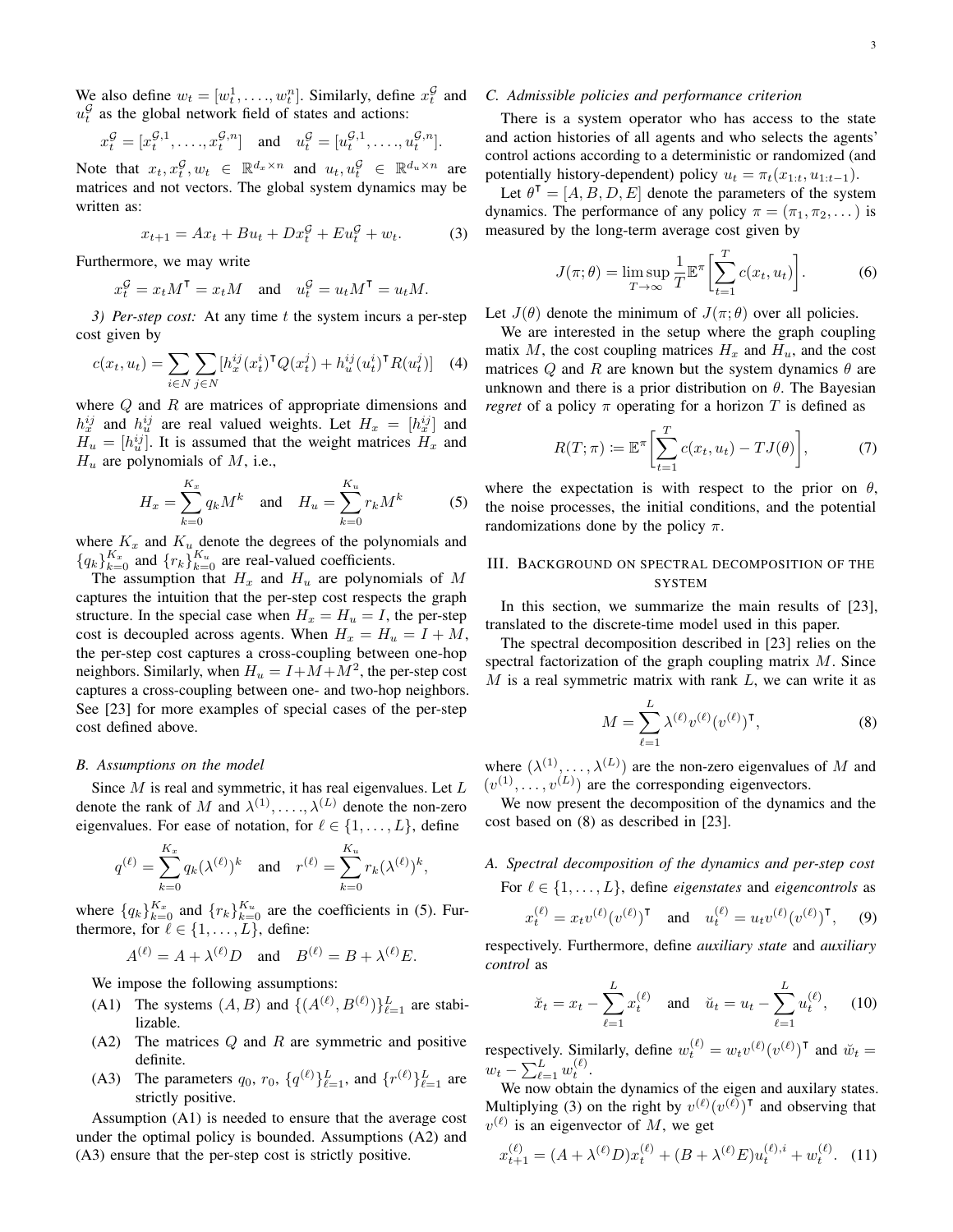We also define $w_t = [w_t^1, \dots, w_t^n]$. Similarly, define $x_t^{\mathcal{G}}$ and $u_t^{\mathcal{G}}$ as the global network field of states and actions:

$$x_t^{\mathcal{G}} = [x_t^{\mathcal{G},1}, \dots, x_t^{\mathcal{G},n}] \quad \text{and} \quad u_t^{\mathcal{G}} = [u_t^{\mathcal{G},1}, \dots, u_t^{\mathcal{G},n}].$$

Note that $x_t, x_t^{\mathcal{G}}, w_t \in \mathbb{R}^{d_x \times n}$ and $u_t, u_t^{\mathcal{G}} \in \mathbb{R}^{d_u \times n}$ are matrices and not vectors. The global system dynamics may be written as:

$$x_{t+1} = Ax_t + Bu_t + Dx_t^{\mathcal{G}} + Eu_t^{\mathcal{G}} + w_t. \tag{3}$$

Furthermore, we may write

$$x_t^{\mathcal{G}} = x_t M^{\intercal} = x_t M \quad \text{and} \quad u_t^{\mathcal{G}} = u_t M^{\intercal} = u_t M.$$

*3) Per-step cost:* At any time $t$ the system incurs a per-step cost given by

$$c(x_t, u_t) = \sum_{i \in N} \sum_{j \in N} [h_x^{ij} (x_t^i)^{\intercal} Q (x_t^j) + h_u^{ij} (u_t^i)^{\intercal} R (u_t^j)] \tag{4}$$

where $Q$ and $R$ are matrices of appropriate dimensions and $h_x^{ij}$ and $h_u^{ij}$ are real valued weights. Let $H_x = [h_x^{ij}]$ and $H_u = [h_u^{ij}]$. It is assumed that the weight matrices $H_x$ and $H_u$ are polynomials of $M$, i.e.,

$$H_x = \sum_{k=0}^{K_x} q_k M^k \quad \text{and} \quad H_u = \sum_{k=0}^{K_u} r_k M^k \tag{5}$$

where $K_x$ and $K_u$ denote the degrees of the polynomials and $\{q_k\}_{k=0}^{K_x}$ and $\{r_k\}_{k=0}^{K_u}$ are real-valued coefficients.

The assumption that $H_x$ and $H_u$ are polynomials of $M$ captures the intuition that the per-step cost respects the graph structure. In the special case when $H_x = H_u = I$, the per-step cost is decoupled across agents. When $H_x = H_u = I + M$, the per-step cost captures a cross-coupling between one-hop neighbors. Similarly, when $H_u = I + M + M^2$, the per-step cost captures a cross-coupling between one- and two-hop neighbors. See [23] for more examples of special cases of the per-step cost defined above.

### B. Assumptions on the model

Since $M$ is real and symmetric, it has real eigenvalues. Let $L$ denote the rank of $M$ and $\lambda^{(1)}, \dots, \lambda^{(L)}$ denote the non-zero eigenvalues. For ease of notation, for $\ell \in \{1, \dots, L\}$, define

$$q^{(\ell)} = \sum_{k=0}^{K_x} q_k (\lambda^{(\ell)})^k \quad \text{and} \quad r^{(\ell)} = \sum_{k=0}^{K_u} r_k (\lambda^{(\ell)})^k,$$

where $\{q_k\}_{k=0}^{K_x}$ and $\{r_k\}_{k=0}^{K_u}$ are the coefficients in (5). Furthermore, for $\ell \in \{1, \dots, L\}$, define:

$$A^{(\ell)} = A + \lambda^{(\ell)} D \quad \text{and} \quad B^{(\ell)} = B + \lambda^{(\ell)} E.$$

We impose the following assumptions:

- (A1) The systems $(A, B)$ and $\{(A^{(\ell)}, B^{(\ell)})\}_{\ell=1}^{L}$ are stabilizable.
- (A2) The matrices $Q$ and $R$ are symmetric and positive definite.
- (A3) The parameters $q_0$, $r_0$, $\{q^{(\ell)}\}_{\ell=1}^{L}$, and $\{r^{(\ell)}\}_{\ell=1}^{L}$ are strictly positive.

Assumption (A1) is needed to ensure that the average cost under the optimal policy is bounded. Assumptions (A2) and (A3) ensure that the per-step cost is strictly positive.

### C. Admissible policies and performance criterion

There is a system operator who has access to the state and action histories of all agents and who selects the agents' control actions according to a deterministic or randomized (and potentially history-dependent) policy $u_t = \pi_t(x_{1:t}, u_{1:t-1})$.

Let $\theta^{\intercal} = [A, B, D, E]$ denote the parameters of the system dynamics. The performance of any policy $\pi = (\pi_1, \pi_2, \dots)$ is measured by the long-term average cost given by

$$J(\pi; \theta) = \limsup_{T \to \infty} \frac{1}{T} \mathbb{E}^{\pi} \biggl[ \sum_{t=1}^{T} c(x_t, u_t) \biggr]. \tag{6}$$

Let $J(\theta)$ denote the minimum of $J(\pi; \theta)$ over all policies.

We are interested in the setup where the graph coupling matix $M$, the cost coupling matrices $H_x$ and $H_u$, and the cost matrices $Q$ and $R$ are known but the system dynamics $\theta$ are unknown and there is a prior distribution on $\theta$. The Bayesian *regret* of a policy $\pi$ operating for a horizon $T$ is defined as

$$R(T; \pi) \coloneqq \mathbb{E}^{\pi} \biggl[ \sum_{t=1}^{T} c(x_t, u_t) - TJ(\theta) \biggr], \tag{7}$$

where the expectation is with respect to the prior on $\theta$, the noise processes, the initial conditions, and the potential randomizations done by the policy $\pi$.

## III. Background on spectral decomposition of the system

In this section, we summarize the main results of [23], translated to the discrete-time model used in this paper.

The spectral decomposition described in [23] relies on the spectral factorization of the graph coupling matrix $M$. Since $M$ is a real symmetric matrix with rank $L$, we can write it as

$$M = \sum_{\ell=1}^{L} \lambda^{(\ell)} v^{(\ell)} (v^{(\ell)})^{\intercal}, \tag{8}$$

where $(\lambda^{(1)}, \dots, \lambda^{(L)})$ are the non-zero eigenvalues of $M$ and $(v^{(1)}, \dots, v^{(L)})$ are the corresponding eigenvectors.

We now present the decomposition of the dynamics and the cost based on (8) as described in [23].

### A. Spectral decomposition of the dynamics and per-step cost

For $\ell \in \{1, \dots, L\}$, define *eigenstates* and *eigencontrols* as

$$x_t^{(\ell)} = x_t v^{(\ell)} (v^{(\ell)})^{\intercal} \quad \text{and} \quad u_t^{(\ell)} = u_t v^{(\ell)} (v^{(\ell)})^{\intercal}, \tag{9}$$

respectively. Furthermore, define *auxiliary state* and *auxiliary control* as

$$\breve{x}_t = x_t - \sum_{\ell=1}^{L} x_t^{(\ell)} \quad \text{and} \quad \breve{u}_t = u_t - \sum_{\ell=1}^{L} u_t^{(\ell)}, \tag{10}$$

respectively. Similarly, define $w_t^{(\ell)} = w_t v^{(\ell)} (v^{(\ell)})^{\intercal}$ and $\breve{w}_t = w_t - \sum_{\ell=1}^{L} w_t^{(\ell)}$.

We now obtain the dynamics of the eigen and auxilary states. Multiplying (3) on the right by $v^{(\ell)} (v^{(\ell)})^{\intercal}$ and observing that $v^{(\ell)}$ is an eigenvector of $M$, we get

$$x_{t+1}^{(\ell)} = (A + \lambda^{(\ell)} D) x_t^{(\ell)} + (B + \lambda^{(\ell)} E) u_t^{(\ell),i} + w_t^{(\ell)}. \tag{11}$$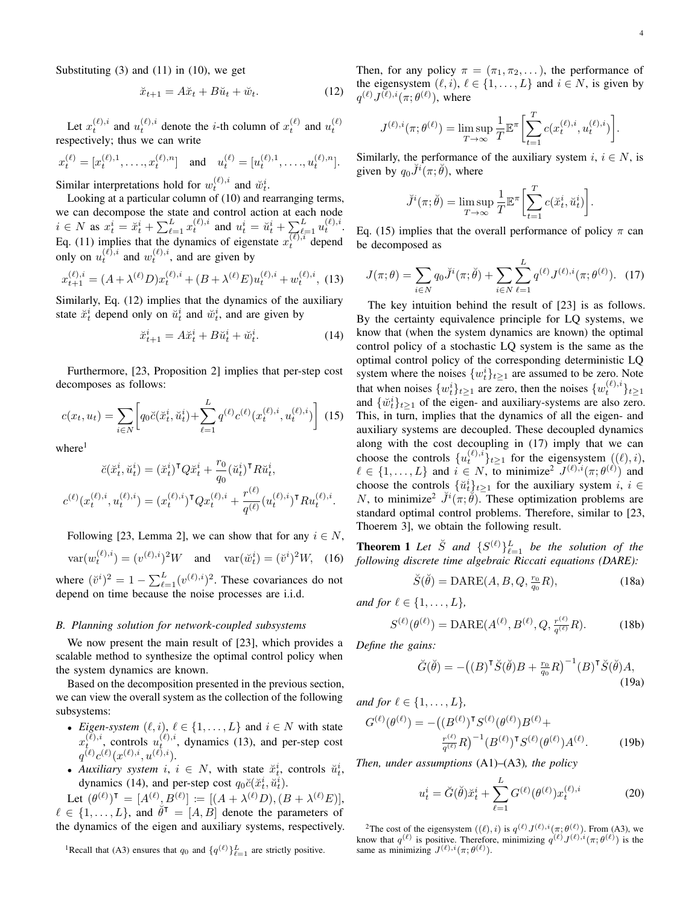Substituting (3) and (11) in (10), we get

$$\breve{x}_{t+1} = A\breve{x}_t + B\breve{u}_t + \breve{w}_t. \tag{12}$$

Let $x_t^{(\ell),i}$ and $u_t^{(\ell),i}$ denote the $i$-th column of $x_t^{(\ell)}$ and $u_t^{(\ell)}$ respectively; thus we can write

$$x_t^{(\ell)} = [x_t^{(\ell),1}, \dots, x_t^{(\ell),n}] \quad \text{and} \quad u_t^{(\ell)} = [u_t^{(\ell),1}, \dots, u_t^{(\ell),n}].$$

Similar interpretations hold for $w_t^{(\ell),i}$ and $\breve{w}_t^i$.

Looking at a particular column of (10) and rearranging terms, we can decompose the state and control action at each node $i \in N$ as $x_t^i = \breve{x}_t^i + \sum_{\ell=1}^L x_t^{(\ell),i}$ and $u_t^i = \breve{u}_t^i + \sum_{\ell=1}^L u_t^{(\ell),i}$. Eq. (11) implies that the dynamics of eigenstate $x_t^{(\ell),i}$ depend only on $u_t^{(\ell),i}$ and $w_t^{(\ell),i}$, and are given by

$$x_{t+1}^{(\ell),i} = (A + \lambda^{(\ell)} D) x_t^{(\ell),i} + (B + \lambda^{(\ell)} E) u_t^{(\ell),i} + w_t^{(\ell),i}, \tag{13}$$

Similarly, Eq. (12) implies that the dynamics of the auxiliary state $\breve{x}_t^i$ depend only on $\breve{u}_t^i$ and $\breve{w}_t^i$, and are given by

$$\breve{x}_{t+1}^i = A\breve{x}_t^i + B\breve{u}_t^i + \breve{w}_t^i. \tag{14}$$

Furthermore, [23, Proposition 2] implies that per-step cost decomposes as follows:

$$c(x_t, u_t) = \sum_{i \in N} \left[ q_0 \breve{c}(\breve{x}_t^i, \breve{u}_t^i) + \sum_{\ell=1}^L q^{(\ell)} c^{(\ell)}(x_t^{(\ell),i}, u_t^{(\ell),i}) \right] \tag{15}$$

where[1]

$$\breve{c}(\breve{x}_t^i, \breve{u}_t^i) = (\breve{x}_t^i)^\intercal Q \breve{x}_t^i + \frac{r_0}{q_0} (\breve{u}_t^i)^\intercal R \breve{u}_t^i,$$

$$c^{(\ell)}(x_t^{(\ell),i}, u_t^{(\ell),i}) = (x_t^{(\ell),i})^\intercal Q x_t^{(\ell),i} + \frac{r^{(\ell)}}{q^{(\ell)}} (u_t^{(\ell),i})^\intercal R u_t^{(\ell),i}.$$

Following [23, Lemma 2], we can show that for any $i \in N$,

$$\text{var}(w_t^{(\ell),i}) = (v^{(\ell),i})^2 W \quad \text{and} \quad \text{var}(\breve{w}_t^i) = (\breve{v}^i)^2 W, \tag{16}$$

where $(\breve{v}^i)^2 = 1 - \sum_{\ell=1}^L (v^{(\ell),i})^2$. These covariances do not depend on time because the noise processes are i.i.d.

### B. Planning solution for network-coupled subsystems

We now present the main result of [23], which provides a scalable method to synthesize the optimal control policy when the system dynamics are known.

Based on the decomposition presented in the previous section, we can view the overall system as the collection of the following subsystems:

- *Eigen-system* $(\ell, i)$, $\ell \in \{1, \dots, L\}$ and $i \in N$ with state $x_t^{(\ell),i}$, controls $u_t^{(\ell),i}$, dynamics (13), and per-step cost $q^{(\ell)} c^{(\ell)}(x^{(\ell),i}, u^{(\ell),i})$.
- *Auxiliary system* $i$, $i \in N$, with state $\breve{x}_t^i$, controls $\breve{u}_t^i$, dynamics (14), and per-step cost $q_0 \breve{c}(\breve{x}_t^i, \breve{u}_t^i)$.

Let $(\theta^{(\ell)})^\intercal = [A^{(\ell)}, B^{(\ell)}] := [(A + \lambda^{(\ell)} D), (B + \lambda^{(\ell)} E)]$, $\ell \in \{1, \dots, L\}$, and $\breve{\theta}^\intercal = [A, B]$ denote the parameters of the dynamics of the eigen and auxiliary systems, respectively.

Then, for any policy $\pi = (\pi_1, \pi_2, \dots)$, the performance of the eigensystem $(\ell, i)$, $\ell \in \{1, \dots, L\}$ and $i \in N$, is given by $q^{(\ell)} J^{(\ell),i}(\pi; \theta^{(\ell)})$, where

$$J^{(\ell),i}(\pi; \theta^{(\ell)}) = \limsup_{T \to \infty} \frac{1}{T} \mathbb{E}^\pi \left[ \sum_{t=1}^T c(x_t^{(\ell),i}, u_t^{(\ell),i}) \right].$$

Similarly, the performance of the auxiliary system $i$, $i \in N$, is given by $q_0 \breve{J}^i(\pi; \breve{\theta})$, where

$$\breve{J}^i(\pi; \breve{\theta}) = \limsup_{T \to \infty} \frac{1}{T} \mathbb{E}^\pi \left[ \sum_{t=1}^T c(\breve{x}_t^i, \breve{u}_t^i) \right].$$

Eq. (15) implies that the overall performance of policy $\pi$ can be decomposed as

$$J(\pi; \theta) = \sum_{i \in N} q_0 \breve{J}^i(\pi; \breve{\theta}) + \sum_{i \in N} \sum_{\ell=1}^L q^{(\ell)} J^{(\ell),i}(\pi; \theta^{(\ell)}). \tag{17}$$

The key intuition behind the result of [23] is as follows. By the certainty equivalence principle for LQ systems, we know that (when the system dynamics are known) the optimal control policy of a stochastic LQ system is the same as the optimal control policy of the corresponding deterministic LQ system where the noises $\{w_t^i\}_{t \geq 1}$ are assumed to be zero. Note that when noises $\{w_t^i\}_{t \geq 1}$ are zero, then the noises $\{w_t^{(\ell),i}\}_{t \geq 1}$ and $\{\breve{w}_t^i\}_{t \geq 1}$ of the eigen- and auxiliary-systems are also zero. This, in turn, implies that the dynamics of all the eigen- and auxiliary systems are decoupled. These decoupled dynamics along with the cost decoupling in (17) imply that we can choose the controls $\{u_t^{(\ell),i}\}_{t \geq 1}$ for the eigensystem $((\ell), i)$, $\ell \in \{1, \dots, L\}$ and $i \in N$, to minimize[2] $J^{(\ell),i}(\pi; \theta^{(\ell)})$ and choose the controls $\{\breve{u}_t^i\}_{t \geq 1}$ for the auxiliary system $i$, $i \in N$, to minimize[2] $\breve{J}^i(\pi; \breve{\theta})$. These optimization problems are standard optimal control problems. Therefore, similar to [23, Thoerem 3], we obtain the following result.

**Theorem 1** *Let $\breve{S}$ and $\{S^{(\ell)}\}_{\ell=1}^L$ be the solution of the following discrete time algebraic Riccati equations (DARE):*

$$\breve{S}(\breve{\theta}) = \text{DARE}(A, B, Q, \tfrac{r_0}{q_0} R), \tag{18a}$$

*and for $\ell \in \{1, \dots, L\}$,*

$$S^{(\ell)}(\theta^{(\ell)}) = \text{DARE}(A^{(\ell)}, B^{(\ell)}, Q, \tfrac{r^{(\ell)}}{q^{(\ell)}} R). \tag{18b}$$

*Define the gains:*

$$\breve{G}(\breve{\theta}) = -\big((B)^\intercal \breve{S}(\breve{\theta}) B + \tfrac{r_0}{q_0} R\big)^{-1} (B)^\intercal \breve{S}(\breve{\theta}) A, \tag{19a}$$

*and for $\ell \in \{1, \dots, L\}$,*

$$G^{(\ell)}(\theta^{(\ell)}) = -\big((B^{(\ell)})^\intercal S^{(\ell)}(\theta^{(\ell)}) B^{(\ell)} + \tfrac{r^{(\ell)}}{q^{(\ell)}} R\big)^{-1} (B^{(\ell)})^\intercal S^{(\ell)}(\theta^{(\ell)}) A^{(\ell)}. \tag{19b}$$

*Then, under assumptions* (A1)–(A3)*, the policy*

$$u_t^i = \breve{G}(\breve{\theta}) \breve{x}_t^i + \sum_{\ell=1}^L G^{(\ell)}(\theta^{(\ell)}) x_t^{(\ell),i} \tag{20}$$

[1] Recall that (A3) ensures that $q_0$ and $\{q^{(\ell)}\}_{\ell=1}^L$ are strictly positive.

[2] The cost of the eigensystem $((\ell), i)$ is $q^{(\ell)} J^{(\ell),i}(\pi; \theta^{(\ell)})$. From (A3), we know that $q^{(\ell)}$ is positive. Therefore, minimizing $q^{(\ell)} J^{(\ell),i}(\pi; \theta^{(\ell)})$ is the same as minimizing $J^{(\ell),i}(\pi; \theta^{(\ell)})$.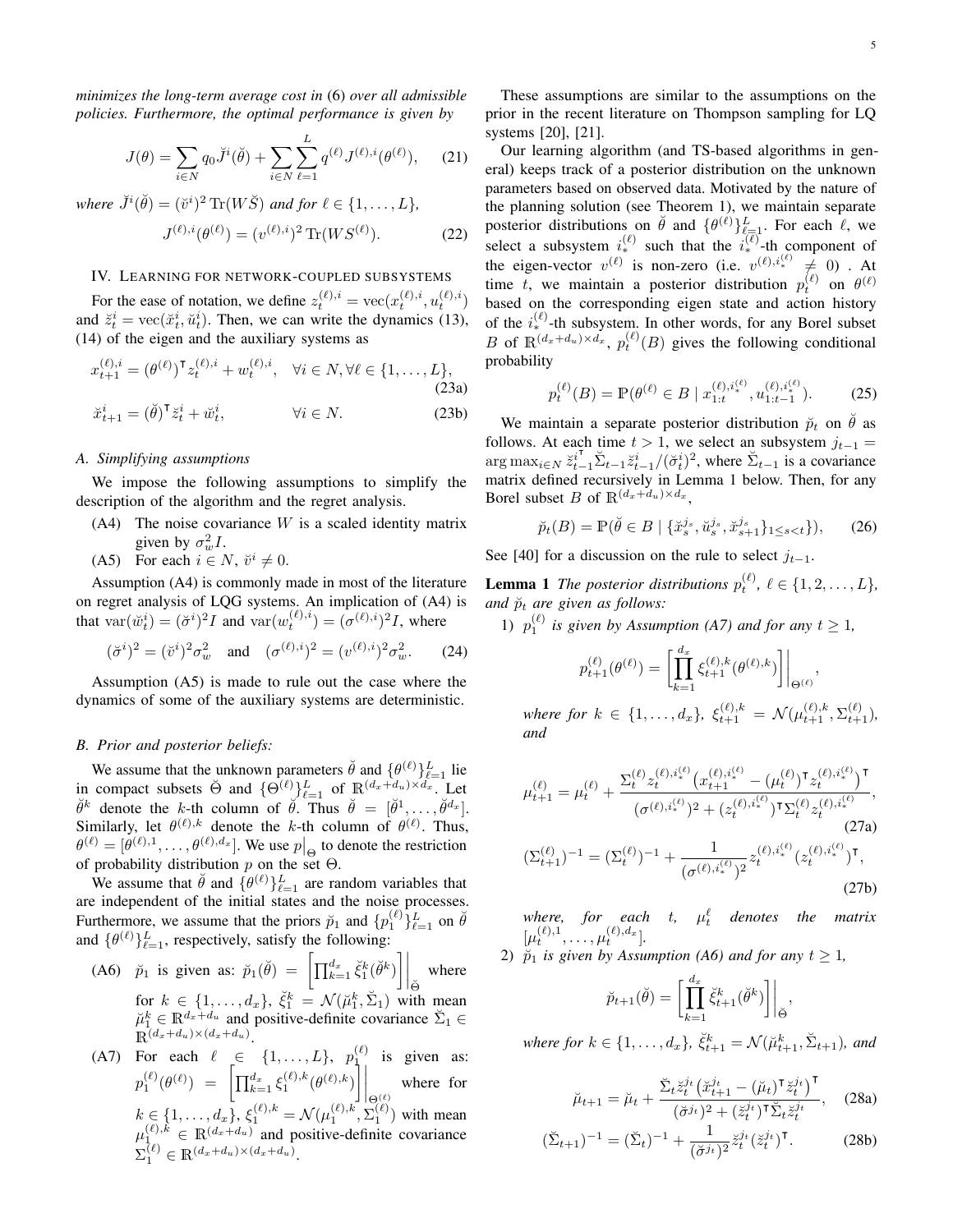*minimizes the long-term average cost in* (6) *over all admissible policies. Furthermore, the optimal performance is given by*

$$J(\theta) = \sum_{i \in N} q_0 \breve{J}^i(\breve{\theta}) + \sum_{i \in N} \sum_{\ell=1}^{L} q^{(\ell)} J^{(\ell),i}(\theta^{(\ell)}), \quad (21)$$

*where* $\breve{J}^i(\breve{\theta}) = (\breve{v}^i)^2 \operatorname{Tr}(W \breve{S})$ *and for* $\ell \in \{1, \dots, L\}$,

$$J^{(\ell),i}(\theta^{(\ell)}) = (v^{(\ell),i})^2 \operatorname{Tr}(W S^{(\ell)}). \quad (22)$$

## IV. Learning for network-coupled subsystems

For the ease of notation, we define $z_t^{(\ell),i} = \operatorname{vec}(x_t^{(\ell),i}, u_t^{(\ell),i})$ and $\breve{z}_t^i = \operatorname{vec}(\breve{x}_t^i, \breve{u}_t^i)$. Then, we can write the dynamics (13), (14) of the eigen and the auxiliary systems as

$$x_{t+1}^{(\ell),i} = (\theta^{(\ell)})^\intercal z_t^{(\ell),i} + w_t^{(\ell),i}, \quad \forall i \in N, \forall \ell \in \{1, \dots, L\}, \quad (23a)$$

$$\breve{x}_{t+1}^i = (\breve{\theta})^\intercal \breve{z}_t^i + \breve{w}_t^i, \quad \forall i \in N. \quad (23b)$$

### A. Simplifying assumptions

We impose the following assumptions to simplify the description of the algorithm and the regret analysis.

- (A4) The noise covariance $W$ is a scaled identity matrix given by $\sigma_w^2 I$.
- (A5) For each $i \in N$, $\breve{v}^i \neq 0$.

Assumption (A4) is commonly made in most of the literature on regret analysis of LQG systems. An implication of (A4) is that $\operatorname{var}(\breve{w}_t^i) = (\breve{\sigma}^i)^2 I$ and $\operatorname{var}(w_t^{(\ell),i}) = (\sigma^{(\ell),i})^2 I$, where

$$(\breve{\sigma}^i)^2 = (\breve{v}^i)^2 \sigma_w^2 \quad \text{and} \quad (\sigma^{(\ell),i})^2 = (v^{(\ell),i})^2 \sigma_w^2. \quad (24)$$

Assumption (A5) is made to rule out the case where the dynamics of some of the auxiliary systems are deterministic.

### B. Prior and posterior beliefs:

We assume that the unknown parameters $\breve{\theta}$ and $\{\theta^{(\ell)}\}_{\ell=1}^L$ lie in compact subsets $\breve{\Theta}$ and $\{\Theta^{(\ell)}\}_{\ell=1}^L$ of $\mathbb{R}^{(d_x+d_u)\times d_x}$. Let $\breve{\theta}^k$ denote the $k$-th column of $\breve{\theta}$. Thus $\breve{\theta} = [\breve{\theta}^1, \dots, \breve{\theta}^{d_x}]$. Similarly, let $\theta^{(\ell),k}$ denote the $k$-th column of $\theta^{(\ell)}$. Thus, $\theta^{(\ell)} = [\theta^{(\ell),1}, \dots, \theta^{(\ell),d_x}]$. We use $p\big|_\Theta$ to denote the restriction of probability distribution $p$ on the set $\Theta$.

We assume that $\breve{\theta}$ and $\{\theta^{(\ell)}\}_{\ell=1}^L$ are random variables that are independent of the initial states and the noise processes. Furthermore, we assume that the priors $\breve{p}_1$ and $\{p_1^{(\ell)}\}_{\ell=1}^L$ on $\breve{\theta}$ and $\{\theta^{(\ell)}\}_{\ell=1}^L$, respectively, satisfy the following:

- (A6) $\breve{p}_1$ is given as: $\breve{p}_1(\breve{\theta}) = \left[\prod_{k=1}^{d_x} \breve{\xi}_1^k(\breve{\theta}^k)\right]\Big|_{\breve{\Theta}}$ where for $k \in \{1, \dots, d_x\}$, $\breve{\xi}_1^k = \mathcal{N}(\breve{\mu}_1^k, \breve{\Sigma}_1)$ with mean $\breve{\mu}_1^k \in \mathbb{R}^{d_x+d_u}$ and positive-definite covariance $\breve{\Sigma}_1 \in \mathbb{R}^{(d_x+d_u)\times(d_x+d_u)}$.
- (A7) For each $\ell \in \{1, \dots, L\}$, $p_1^{(\ell)}$ is given as: $p_1^{(\ell)}(\theta^{(\ell)}) = \left[\prod_{k=1}^{d_x} \xi_1^{(\ell),k}(\theta^{(\ell),k})\right]\Big|_{\Theta^{(\ell)}}$ where for $k \in \{1, \dots, d_x\}$, $\xi_1^{(\ell),k} = \mathcal{N}(\mu_1^{(\ell),k}, \Sigma_1^{(\ell)})$ with mean $\mu_1^{(\ell),k} \in \mathbb{R}^{(d_x+d_u)}$ and positive-definite covariance $\Sigma_1^{(\ell)} \in \mathbb{R}^{(d_x+d_u)\times(d_x+d_u)}$.

These assumptions are similar to the assumptions on the prior in the recent literature on Thompson sampling for LQ systems [20], [21].

Our learning algorithm (and TS-based algorithms in general) keeps track of a posterior distribution on the unknown parameters based on observed data. Motivated by the nature of the planning solution (see Theorem 1), we maintain separate posterior distributions on $\breve{\theta}$ and $\{\theta^{(\ell)}\}_{\ell=1}^L$. For each $\ell$, we select a subsystem $i_*^{(\ell)}$ such that the $i_*^{(\ell)}$-th component of the eigen-vector $v^{(\ell)}$ is non-zero (i.e. $v^{(\ell),i_*^{(\ell)}} \neq 0$) . At time $t$, we maintain a posterior distribution $p_t^{(\ell)}$ on $\theta^{(\ell)}$ based on the corresponding eigen state and action history of the $i_*^{(\ell)}$-th subsystem. In other words, for any Borel subset $B$ of $\mathbb{R}^{(d_x+d_u)\times d_x}$, $p_t^{(\ell)}(B)$ gives the following conditional probability

$$p_t^{(\ell)}(B) = \mathbb{P}(\theta^{(\ell)} \in B \mid x_{1:t}^{(\ell),i_*^{(\ell)}}, u_{1:t-1}^{(\ell),i_*^{(\ell)}}). \quad (25)$$

We maintain a separate posterior distribution $\breve{p}_t$ on $\breve{\theta}$ as follows. At each time $t > 1$, we select an subsystem $j_{t-1} = \arg\max_{i \in N} \breve{z}_{t-1}^{i\intercal} \breve{\Sigma}_{t-1} \breve{z}_{t-1}^i / (\breve{\sigma}^i)^2$, where $\breve{\Sigma}_{t-1}$ is a covariance matrix defined recursively in Lemma 1 below. Then, for any Borel subset $B$ of $\mathbb{R}^{(d_x+d_u)\times d_x}$,

$$\breve{p}_t(B) = \mathbb{P}(\breve{\theta} \in B \mid \{\breve{x}_s^{j_s}, \breve{u}_s^{j_s}, \breve{x}_{s+1}^{j_s}\}_{1 \le s < t}), \quad (26)$$

See [40] for a discussion on the rule to select $j_{t-1}$.

**Lemma 1** *The posterior distributions $p_t^{(\ell)}$, $\ell \in \{1, 2, \dots, L\}$, and $\breve{p}_t$ are given as follows:*

1) $p_1^{(\ell)}$ *is given by Assumption (A7) and for any $t \geq 1$,*

$$p_{t+1}^{(\ell)}(\theta^{(\ell)}) = \left[\prod_{k=1}^{d_x} \xi_{t+1}^{(\ell),k}(\theta^{(\ell),k})\right]\Big|_{\Theta^{(\ell)}},$$

*where for $k \in \{1, \dots, d_x\}$, $\xi_{t+1}^{(\ell),k} = \mathcal{N}(\mu_{t+1}^{(\ell),k}, \Sigma_{t+1}^{(\ell)})$, and*

$$\mu_{t+1}^{(\ell)} = \mu_t^{(\ell)} + \frac{\Sigma_t^{(\ell)} z_t^{(\ell),i_*^{(\ell)}} \big(x_{t+1}^{(\ell),i_*^{(\ell)}} - (\mu_t^{(\ell)})^\intercal z_t^{(\ell),i_*^{(\ell)}}\big)^\intercal}{(\sigma^{(\ell),i_*^{(\ell)}})^2 + (z_t^{(\ell),i_*^{(\ell)}})^\intercal \Sigma_t^{(\ell)} z_t^{(\ell),i_*^{(\ell)}}}, \quad (27a)$$

$$(\Sigma_{t+1}^{(\ell)})^{-1} = (\Sigma_t^{(\ell)})^{-1} + \frac{1}{(\sigma^{(\ell),i_*^{(\ell)}})^2} z_t^{(\ell),i_*^{(\ell)}} (z_t^{(\ell),i_*^{(\ell)}})^\intercal, \quad (27b)$$

*where, for each $t$, $\mu_t^\ell$ denotes the matrix $[\mu_t^{(\ell),1}, \dots, \mu_t^{(\ell),d_x}]$.*

2) $\breve{p}_1$ *is given by Assumption (A6) and for any $t \geq 1$,*

$$\breve{p}_{t+1}(\breve{\theta}) = \left[\prod_{k=1}^{d_x} \breve{\xi}_{t+1}^k(\breve{\theta}^k)\right]\Big|_{\breve{\Theta}},$$

*where for $k \in \{1, \dots, d_x\}$, $\breve{\xi}_{t+1}^k = \mathcal{N}(\breve{\mu}_{t+1}^k, \breve{\Sigma}_{t+1})$, and*

$$\breve{\mu}_{t+1} = \breve{\mu}_t + \frac{\breve{\Sigma}_t \breve{z}_t^{j_t} \big(\breve{x}_{t+1}^{j_t} - (\breve{\mu}_t)^\intercal \breve{z}_t^{j_t}\big)^\intercal}{(\breve{\sigma}^{j_t})^2 + (\breve{z}_t^{j_t})^\intercal \breve{\Sigma}_t \breve{z}_t^{j_t}}, \quad (28a)$$

$$(\breve{\Sigma}_{t+1})^{-1} = (\breve{\Sigma}_t)^{-1} + \frac{1}{(\breve{\sigma}^{j_t})^2} \breve{z}_t^{j_t} (\breve{z}_t^{j_t})^\intercal. \quad (28b)$$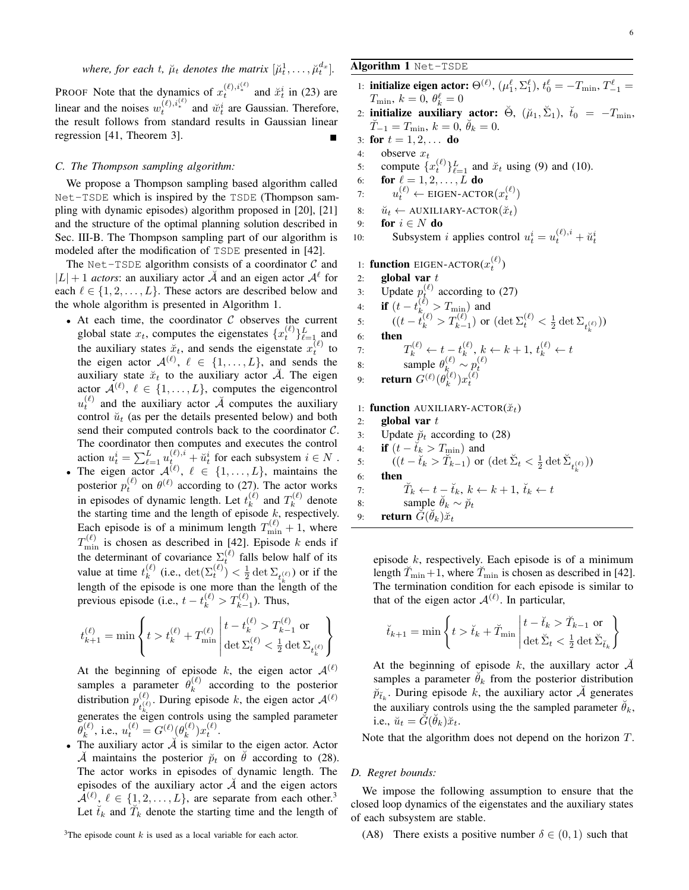*where, for each $t$, $\breve{\mu}_t$ denotes the matrix $[\breve{\mu}_t^1, \dots, \breve{\mu}_t^{d_x}]$.*

PROOF Note that the dynamics of $x_t^{(\ell), i_*^{(\ell)}}$ and $\breve{x}_t^i$ in (23) are linear and the noises $w_t^{(\ell), i_*^{(\ell)}}$ and $\breve{w}_t^i$ are Gaussian. Therefore, the result follows from standard results in Gaussian linear regression [41, Theorem 3]. ■

### C. The Thompson sampling algorithm:

We propose a Thompson sampling based algorithm called `Net-TSDE` which is inspired by the `TSDE` (Thompson sampling with dynamic episodes) algorithm proposed in [20], [21] and the structure of the optimal planning solution described in Sec. III-B. The Thompson sampling part of our algorithm is modeled after the modification of `TSDE` presented in [42].

The `Net-TSDE` algorithm consists of a coordinator $\mathcal{C}$ and $|L|+1$ *actors*: an auxiliary actor $\breve{\mathcal{A}}$ and an eigen actor $\mathcal{A}^\ell$ for each $\ell \in \{1, 2, \dots, L\}$. These actors are described below and the whole algorithm is presented in Algorithm 1.

- At each time, the coordinator $\mathcal{C}$ observes the current global state $x_t$, computes the eigenstates $\{x_t^{(\ell)}\}_{\ell=1}^L$ and the auxiliary states $\breve{x}_t$, and sends the eigenstate $x_t^{(\ell)}$ to the eigen actor $\mathcal{A}^{(\ell)}$, $\ell \in \{1, \dots, L\}$, and sends the auxiliary state $\breve{x}_t$ to the auxiliary actor $\breve{\mathcal{A}}$. The eigen actor $\mathcal{A}^{(\ell)}$, $\ell \in \{1, \dots, L\}$, computes the eigencontrol $u_t^{(\ell)}$ and the auxiliary actor $\breve{\mathcal{A}}$ computes the auxiliary control $\breve{u}_t$ (as per the details presented below) and both send their computed controls back to the coordinator $\mathcal{C}$. The coordinator then computes and executes the control action $u_t^i = \sum_{\ell=1}^L u_t^{(\ell),i} + \breve{u}_t^i$ for each subsystem $i \in N$ .
- The eigen actor $\mathcal{A}^{(\ell)}$, $\ell \in \{1, \dots, L\}$, maintains the posterior $p_t^{(\ell)}$ on $\theta^{(\ell)}$ according to (27). The actor works in episodes of dynamic length. Let $t_k^{(\ell)}$ and $T_k^{(\ell)}$ denote the starting time and the length of episode $k$, respectively. Each episode is of a minimum length $T_{\min}^{(\ell)} + 1$, where $T_{\min}^{(\ell)}$ is chosen as described in [42]. Episode $k$ ends if the determinant of covariance $\Sigma_t^{(\ell)}$ falls below half of its value at time $t_k^{(\ell)}$ (i.e., $\det(\Sigma_t^{(\ell)}) < \frac{1}{2}\det \Sigma_{t_k^{(\ell)}}$) or if the length of the episode is one more than the length of the previous episode (i.e., $t - t_k^{(\ell)} > T_{k-1}^{(\ell)}$). Thus,

$$t_{k+1}^{(\ell)} = \min \left\{ t > t_k^{(\ell)} + T_{\min}^{(\ell)} \,\middle|\, \begin{array}{l} t - t_k^{(\ell)} > T_{k-1}^{(\ell)} \text{ or} \\ \det \Sigma_t^{(\ell)} < \frac{1}{2} \det \Sigma_{t_k^{(\ell)}} \end{array} \right\}$$

  At the beginning of episode $k$, the eigen actor $\mathcal{A}^{(\ell)}$ samples a parameter $\theta_k^{(\ell)}$ according to the posterior distribution $p_{t_k^{(\ell)}}^{(\ell)}$. During episode $k$, the eigen actor $\mathcal{A}^{(\ell)}$ generates the eigen controls using the sampled parameter $\theta_k^{(\ell)}$, i.e., $u_t^{(\ell)} = G^{(\ell)}(\theta_k^{(\ell)}) x_t^{(\ell)}$.
- The auxiliary actor $\breve{\mathcal{A}}$ is similar to the eigen actor. Actor $\breve{\mathcal{A}}$ maintains the posterior $\breve{p}_t$ on $\breve{\theta}$ according to (28). The actor works in episodes of dynamic length. The episodes of the auxiliary actor $\breve{\mathcal{A}}$ and the eigen actors $\mathcal{A}^{(\ell)}$, $\ell \in \{1, 2, \dots, L\}$, are separate from each other.[3] Let $\breve{t}_k$ and $\breve{T}_k$ denote the starting time and the length of episode $k$, respectively. Each episode is of a minimum length $\breve{T}_{\min}+1$, where $\breve{T}_{\min}$ is chosen as described in [42]. The termination condition for each episode is similar to that of the eigen actor $\mathcal{A}^{(\ell)}$. In particular,

$$\breve{t}_{k+1} = \min \left\{ t > \breve{t}_k + \breve{T}_{\min} \,\middle|\, \begin{array}{l} t - \breve{t}_k > \breve{T}_{k-1} \text{ or} \\ \det \breve{\Sigma}_t < \frac{1}{2} \det \breve{\Sigma}_{\breve{t}_k} \end{array} \right\}$$

  At the beginning of episode $k$, the auxillary actor $\breve{\mathcal{A}}$ samples a parameter $\breve{\theta}_k$ from the posterior distribution $\breve{p}_{\breve{t}_k}$. During episode $k$, the auxiliary actor $\breve{\mathcal{A}}$ generates the auxiliary controls using the the sampled parameter $\breve{\theta}_k$, i.e., $\breve{u}_t = \breve{G}(\breve{\theta}_k)\breve{x}_t$.

[3] The episode count $k$ is used as a local variable for each actor.

**Algorithm 1** `Net-TSDE`

```
1: initialize eigen actor: Θ^(ℓ), (μ_1^ℓ, Σ_1^ℓ), t_0^ℓ = −T_min, T_{−1}^ℓ = T_min, k = 0, θ_k^ℓ = 0
2: initialize auxiliary actor: Θ̆, (μ̆_1, Σ̆_1), t̆_0 = −T_min, T̆_{−1} = T_min, k = 0, θ̆_k = 0.
3: for t = 1, 2, ... do
4:    observe x_t
5:    compute {x_t^(ℓ)}_{ℓ=1}^L and x̆_t using (9) and (10).
6:    for ℓ = 1, 2, ..., L do
7:       u_t^(ℓ) ← EIGEN-ACTOR(x_t^(ℓ))
8:    ŭ_t ← AUXILIARY-ACTOR(x̆_t)
9:    for i ∈ N do
10:      Subsystem i applies control u_t^i = u_t^(ℓ),i + ŭ_t^i

1: function EIGEN-ACTOR(x_t^(ℓ))
2:    global var t
3:    Update p_t^(ℓ) according to (27)
4:    if (t − t_k^(ℓ) > T_min) and
5:       ((t − t_k^(ℓ) > T_{k−1}^(ℓ)) or (det Σ_t^(ℓ) < ½ det Σ_{t_k^(ℓ)}))
6:    then
7:       T_k^(ℓ) ← t − t_k^(ℓ), k ← k + 1, t_k^(ℓ) ← t
8:       sample θ_k^(ℓ) ~ p_t^(ℓ)
9:    return G^(ℓ)(θ_k^(ℓ)) x_t^(ℓ)

1: function AUXILIARY-ACTOR(x̆_t)
2:    global var t
3:    Update p̆_t according to (28)
4:    if (t − t̆_k > T_min) and
5:       ((t − t̆_k > T̆_{k−1}) or (det Σ̆_t < ½ det Σ̆_{t_k^(ℓ)}))
6:    then
7:       T̆_k ← t − t̆_k, k ← k + 1, t̆_k ← t
8:       sample θ̆_k ~ p̆_t
9:    return Ğ(θ̆_k) x̆_t
```

Note that the algorithm does not depend on the horizon $T$.

### D. Regret bounds:

We impose the following assumption to ensure that the closed loop dynamics of the eigenstates and the auxiliary states of each subsystem are stable.

(A8) There exists a positive number $\delta \in (0, 1)$ such that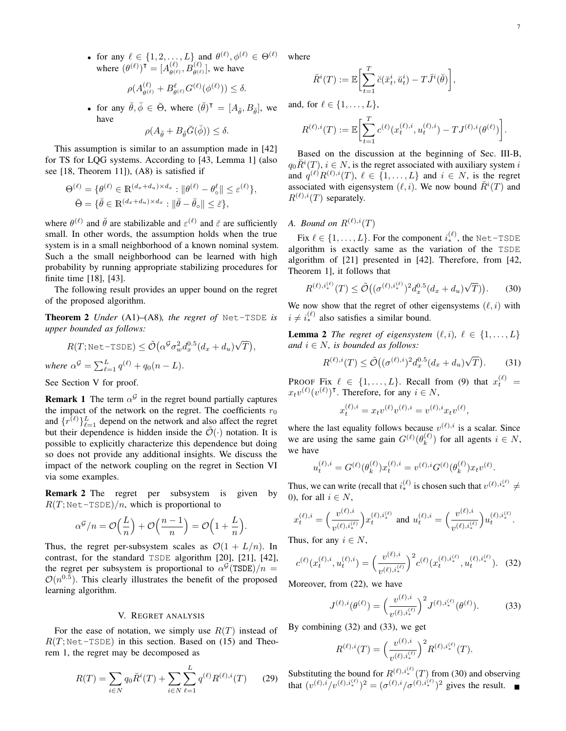- for any $\ell \in \{1, 2, \ldots, L\}$ and $\theta^{(\ell)}, \phi^{(\ell)} \in \Theta^{(\ell)}$ where $(\theta^{(\ell)})^\intercal = [A^{(\ell)}_{\theta^{(\ell)}}, B^{(\ell)}_{\theta^{(\ell)}}]$, we have

$$\rho(A^{(\ell)}_{\theta^{(\ell)}} + B^{\ell}_{\theta^{(\ell)}} G^{(\ell)}(\phi^{(\ell)})) \le \delta.$$

- for any $\breve{\theta}, \breve{\phi} \in \breve{\Theta}$, where $(\breve{\theta})^\intercal = [A_{\breve{\theta}}, B_{\breve{\theta}}]$, we have

$$\rho(A_{\breve{\theta}} + B_{\breve{\theta}} \breve{G}(\breve{\phi})) \le \delta.$$

This assumption is similar to an assumption made in [42] for TS for LQG systems. According to [43, Lemma 1] (also see [18, Theorem 11]), (A8) is satisfied if

$$\Theta^{(\ell)} = \{\theta^{(\ell)} \in \mathbb{R}^{(d_x+d_u)\times d_x} : \|\theta^{(\ell)} - \theta^{\ell}_{\circ}\| \le \varepsilon^{(\ell)}\},$$
$$\breve{\Theta} = \{\breve{\theta} \in \mathbb{R}^{(d_x+d_u)\times d_x} : \|\breve{\theta} - \breve{\theta}_{\circ}\| \le \breve{\varepsilon}\},$$

where $\theta^{(\ell)}$ and $\breve{\theta}$ are stabilizable and $\varepsilon^{(\ell)}$ and $\breve{\varepsilon}$ are sufficiently small. In other words, the assumption holds when the true system is in a small neighborhood of a known nominal system. Such a the small neighborhood can be learned with high probability by running appropriate stabilizing procedures for finite time [18], [43].

The following result provides an upper bound on the regret of the proposed algorithm.

**Theorem 2** *Under* (A1)–(A8)*, the regret of* `Net-TSDE` *is upper bounded as follows:*

$$R(T; \texttt{Net-TSDE}) \le \tilde{\mathcal{O}}\big(\alpha^{\mathcal{G}} \sigma_w^2 d_x^{0.5}(d_x + d_u)\sqrt{T}\big),$$

*where* $\alpha^{\mathcal{G}} = \sum_{\ell=1}^{L} q^{(\ell)} + q_0(n-L)$.

See Section V for proof.

**Remark 1** The term $\alpha^{\mathcal{G}}$ in the regret bound partially captures the impact of the network on the regret. The coefficients $r_0$ and $\{r^{(\ell)}\}_{\ell=1}^{L}$ depend on the network and also affect the regret but their dependence is hidden inside the $\tilde{\mathcal{O}}(\cdot)$ notation. It is possible to explicitly characterize this dependence but doing so does not provide any additional insights. We discuss the impact of the network coupling on the regret in Section VI via some examples.

**Remark 2** The regret per subsystem is given by $R(T; \texttt{Net-TSDE})/n$, which is proportional to

$$\alpha^{\mathcal{G}}/n = \mathcal{O}\Big(\frac{L}{n}\Big) + \mathcal{O}\Big(\frac{n-1}{n}\Big) = \mathcal{O}\Big(1 + \frac{L}{n}\Big).$$

Thus, the regret per-subsystem scales as $\mathcal{O}(1 + L/n)$. In contrast, for the standard `TSDE` algorithm [20], [21], [42], the regret per subsystem is proportional to $\alpha^{\mathcal{G}}(\texttt{TSDE})/n = \mathcal{O}(n^{0.5})$. This clearly illustrates the benefit of the proposed learning algorithm.

## V. Regret analysis

For the ease of notation, we simply use $R(T)$ instead of $R(T; \texttt{Net-TSDE})$ in this section. Based on (15) and Theorem 1, the regret may be decomposed as

$$R(T) = \sum_{i \in N} q_0 \breve{R}^i(T) + \sum_{i \in N}\sum_{\ell=1}^{L} q^{(\ell)} R^{(\ell),i}(T) \tag{29}$$

where

$$\breve{R}^i(T) := \mathbb{E}\bigg[\sum_{t=1}^{T} \breve{c}(\breve{x}^i_t, \breve{u}^i_t) - T\breve{J}^i(\breve{\theta})\bigg],$$

and, for $\ell \in \{1, \ldots, L\}$,

$$R^{(\ell),i}(T) := \mathbb{E}\bigg[\sum_{t=1}^{T} c^{(\ell)}(x^{(\ell),i}_t, u^{(\ell),i}_t) - TJ^{(\ell),i}(\theta^{(\ell)})\bigg].$$

Based on the discussion at the beginning of Sec. III-B, $q_0\breve{R}^i(T)$, $i \in N$, is the regret associated with auxiliary system $i$ and $q^{(\ell)}R^{(\ell),i}(T)$, $\ell \in \{1, \ldots, L\}$ and $i \in N$, is the regret associated with eigensystem $(\ell, i)$. We now bound $\breve{R}^i(T)$ and $R^{(\ell),i}(T)$ separately.

### A. Bound on $R^{(\ell),i}(T)$

Fix $\ell \in \{1, \ldots, L\}$. For the component $i^{(\ell)}_*$, the `Net-TSDE` algorithm is exactly same as the variation of the `TSDE` algorithm of [21] presented in [42]. Therefore, from [42, Theorem 1], it follows that

$$R^{(\ell),i^{(\ell)}_*}(T) \le \tilde{\mathcal{O}}\big((\sigma^{(\ell),i^{(\ell)}_*})^2 d_x^{0.5}(d_x + d_u)\sqrt{T}\big). \tag{30}$$

We now show that the regret of other eigensystems $(\ell, i)$ with $i \neq i^{(\ell)}_*$ also satisfies a similar bound.

**Lemma 2** *The regret of eigensystem* $(\ell, i)$*,* $\ell \in \{1, \ldots, L\}$ *and* $i \in N$*, is bounded as follows:*

$$R^{(\ell),i}(T) \le \tilde{\mathcal{O}}\big((\sigma^{(\ell),i})^2 d_x^{0.5}(d_x + d_u)\sqrt{T}\big). \tag{31}$$

**Proof** Fix $\ell \in \{1, \ldots, L\}$. Recall from (9) that $x^{(\ell)}_t = x_t v^{(\ell)}(v^{(\ell)})^\intercal$. Therefore, for any $i \in N$,

$$x^{(\ell),i}_t = x_t v^{(\ell)} v^{(\ell),i} = v^{(\ell),i} x_t v^{(\ell)},$$

where the last equality follows because $v^{(\ell),i}$ is a scalar. Since we are using the same gain $G^{(\ell)}(\theta^{(\ell)}_k)$ for all agents $i \in N$, we have

$$u^{(\ell),i}_t = G^{(\ell)}(\theta^{(\ell)}_k) x^{(\ell),i}_t = v^{(\ell),i} G^{(\ell)}(\theta^{(\ell)}_k) x_t v^{(\ell)}.$$

Thus, we can write (recall that $i^{(\ell)}_*$ is chosen such that $v^{(\ell),i^{(\ell)}_*} \neq 0$), for all $i \in N$,

$$x^{(\ell),i}_t = \Big(\frac{v^{(\ell),i}}{v^{(\ell),i^{(\ell)}_*}}\Big) x^{(\ell),i^{(\ell)}_*}_t \text{ and } u^{(\ell),i}_t = \Big(\frac{v^{(\ell),i}}{v^{(\ell),i^{(\ell)}_*}}\Big) u^{(\ell),i^{(\ell)}_*}_t.$$

Thus, for any $i \in N$,

$$c^{(\ell)}(x^{(\ell),i}_t, u^{(\ell),i}_t) = \Big(\frac{v^{(\ell),i}}{v^{(\ell),i^{(\ell)}_*}}\Big)^2 c^{(\ell)}(x^{(\ell),i^{(\ell)}_*}_t, u^{(\ell),i^{(\ell)}_*}_t). \tag{32}$$

Moreover, from (22), we have

$$J^{(\ell),i}(\theta^{(\ell)}) = \Big(\frac{v^{(\ell),i}}{v^{(\ell),i^{(\ell)}_*}}\Big)^2 J^{(\ell),i^{(\ell)}_*}(\theta^{(\ell)}). \tag{33}$$

By combining (32) and (33), we get

$$R^{(\ell),i}(T) = \Big(\frac{v^{(\ell),i}}{v^{(\ell),i^{(\ell)}_*}}\Big)^2 R^{(\ell),i^{(\ell)}_*}(T).$$

Substituting the bound for $R^{(\ell),i^{(\ell)}_*}(T)$ from (30) and observing that $(v^{(\ell),i}/v^{(\ell),i^{(\ell)}_*})^2 = (\sigma^{(\ell),i}/\sigma^{(\ell),i^{(\ell)}_*})^2$ gives the result. ■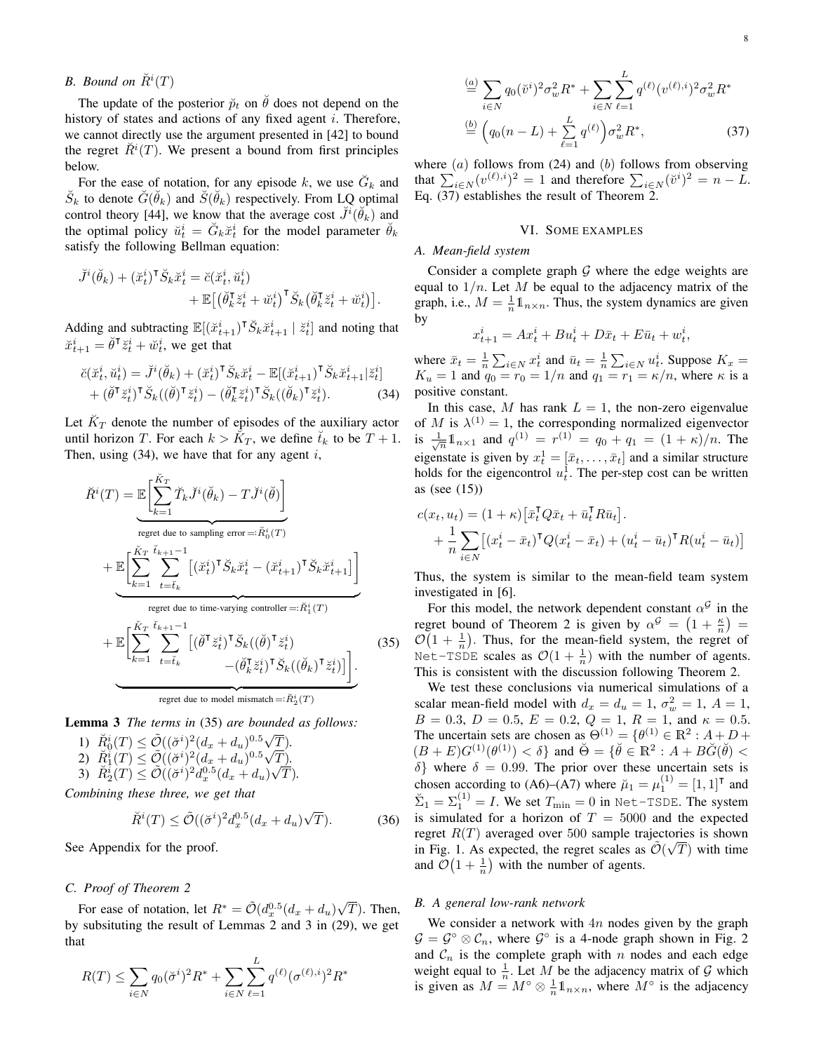### B. Bound on $\breve{R}^i(T)$

The update of the posterior $\breve{p}_t$ on $\breve{\theta}$ does not depend on the history of states and actions of any fixed agent $i$. Therefore, we cannot directly use the argument presented in [42] to bound the regret $\breve{R}^i(T)$. We present a bound from first principles below.

For the ease of notation, for any episode $k$, we use $\breve{G}_k$ and $\breve{S}_k$ to denote $\breve{G}(\breve{\theta}_k)$ and $\breve{S}(\breve{\theta}_k)$ respectively. From LQ optimal control theory [44], we know that the average cost $\breve{J}^i(\breve{\theta}_k)$ and the optimal policy $\breve{u}_t^i = \breve{G}_k \breve{x}_t^i$ for the model parameter $\breve{\theta}_k$ satisfy the following Bellman equation:

$$\breve{J}^i(\breve{\theta}_k) + (\breve{x}_t^i)^\intercal \breve{S}_k \breve{x}_t^i = \breve{c}(\breve{x}_t^i, \breve{u}_t^i) + \mathbb{E}\big[ (\breve{\theta}_k^\intercal \breve{z}_t^i + \breve{w}_t^i)^\intercal \breve{S}_k (\breve{\theta}_k^\intercal \breve{z}_t^i + \breve{w}_t^i) \big].$$

Adding and subtracting $\mathbb{E}[(\breve{x}_{t+1}^i)^\intercal \breve{S}_k \breve{x}_{t+1}^i \mid \breve{z}_t^i]$ and noting that $\breve{x}_{t+1}^i = \breve{\theta}^\intercal \breve{z}_t^i + \breve{w}_t^i$, we get that

$$\breve{c}(\breve{x}_t^i, \breve{u}_t^i) = \breve{J}^i(\breve{\theta}_k) + (\breve{x}_t^i)^\intercal \breve{S}_k \breve{x}_t^i - \mathbb{E}[(\breve{x}_{t+1}^i)^\intercal \breve{S}_k \breve{x}_{t+1}^i | \breve{z}_t^i] + (\breve{\theta}^\intercal \breve{z}_t^i)^\intercal \breve{S}_k ((\breve{\theta})^\intercal \breve{z}_t^i) - (\breve{\theta}_k^\intercal \breve{z}_t^i)^\intercal \breve{S}_k ((\breve{\theta}_k)^\intercal \breve{z}_t^i). \quad (34)$$

Let $\breve{K}_T$ denote the number of episodes of the auxiliary actor until horizon $T$. For each $k > \breve{K}_T$, we define $\breve{t}_k$ to be $T+1$. Then, using (34), we have that for any agent $i$,

$$\begin{aligned}
\breve{R}^i(T) &= \underbrace{\mathbb{E}\bigg[ \sum_{k=1}^{\breve{K}_T} \breve{T}_k \breve{J}^i(\breve{\theta}_k) - T \breve{J}^i(\breve{\theta}) \bigg]}_{\text{regret due to sampling error} =: \breve{R}_0^i(T)} \\
&+ \underbrace{\mathbb{E}\bigg[ \sum_{k=1}^{\breve{K}_T} \sum_{t=\breve{t}_k}^{\breve{t}_{k+1}-1} \big[ (\breve{x}_t^i)^\intercal \breve{S}_k \breve{x}_t^i - (\breve{x}_{t+1}^i)^\intercal \breve{S}_k \breve{x}_{t+1}^i \big] \bigg]}_{\text{regret due to time-varying controller} =: \breve{R}_1^i(T)} \\
&+ \underbrace{\mathbb{E}\bigg[ \sum_{k=1}^{\breve{K}_T} \sum_{t=\breve{t}_k}^{\breve{t}_{k+1}-1} \big[ (\breve{\theta}^\intercal \breve{z}_t^i)^\intercal \breve{S}_k ((\breve{\theta})^\intercal \breve{z}_t^i) - (\breve{\theta}_k^\intercal \breve{z}_t^i)^\intercal \breve{S}_k ((\breve{\theta}_k)^\intercal \breve{z}_t^i) \big] \bigg]}_{\text{regret due to model mismatch} =: \breve{R}_2^i(T)}.
\end{aligned} \quad (35)$$

**Lemma 3** *The terms in* (35) *are bounded as follows:*

1) $\breve{R}_0^i(T) \le \tilde{\mathcal{O}}((\breve{\sigma}^i)^2 (d_x + d_u)^{0.5} \sqrt{T})$.
2) $\breve{R}_1^i(T) \le \tilde{\mathcal{O}}((\breve{\sigma}^i)^2 (d_x + d_u)^{0.5} \sqrt{T})$.
3) $\breve{R}_2^i(T) \le \tilde{\mathcal{O}}((\breve{\sigma}^i)^2 d_x^{0.5} (d_x + d_u) \sqrt{T})$.

*Combining these three, we get that*

$$\breve{R}^i(T) \le \tilde{\mathcal{O}}((\breve{\sigma}^i)^2 d_x^{0.5} (d_x + d_u) \sqrt{T}). \quad (36)$$

See Appendix for the proof.

### C. Proof of Theorem 2

For ease of notation, let $R^* = \tilde{\mathcal{O}}(d_x^{0.5}(d_x + d_u)\sqrt{T})$. Then, by subsituting the result of Lemmas 2 and 3 in (29), we get that

$$\begin{aligned}
R(T) &\le \sum_{i \in N} q_0 (\breve{\sigma}^i)^2 R^* + \sum_{i \in N} \sum_{\ell=1}^{L} q^{(\ell)} (\sigma^{(\ell),i})^2 R^* \\
&\overset{(a)}{=} \sum_{i \in N} q_0 (\breve{v}^i)^2 \sigma_w^2 R^* + \sum_{i \in N} \sum_{\ell=1}^{L} q^{(\ell)} (v^{(\ell),i})^2 \sigma_w^2 R^* \\
&\overset{(b)}{=} \Big( q_0 (n - L) + \sum_{\ell=1}^{L} q^{(\ell)} \Big) \sigma_w^2 R^*,
\end{aligned} \quad (37)$$

where $(a)$ follows from (24) and $(b)$ follows from observing that $\sum_{i \in N} (v^{(\ell),i})^2 = 1$ and therefore $\sum_{i \in N} (\breve{v}^i)^2 = n - L$. Eq. (37) establishes the result of Theorem 2.

## VI. Some examples

### A. Mean-field system

Consider a complete graph $\mathcal{G}$ where the edge weights are equal to $1/n$. Let $M$ be equal to the adjacency matrix of the graph, i.e., $M = \frac{1}{n} \mathbb{1}_{n \times n}$. Thus, the system dynamics are given by

$$x_{t+1}^i = A x_t^i + B u_t^i + D \bar{x}_t + E \bar{u}_t + w_t^i,$$

where $\bar{x}_t = \frac{1}{n} \sum_{i \in N} x_t^i$ and $\bar{u}_t = \frac{1}{n} \sum_{i \in N} u_t^i$. Suppose $K_x = K_u = 1$ and $q_0 = r_0 = 1/n$ and $q_1 = r_1 = \kappa/n$, where $\kappa$ is a positive constant.

In this case, $M$ has rank $L = 1$, the non-zero eigenvalue of $M$ is $\lambda^{(1)} = 1$, the corresponding normalized eigenvector is $\frac{1}{\sqrt{n}} \mathbb{1}_{n \times 1}$ and $q^{(1)} = r^{(1)} = q_0 + q_1 = (1 + \kappa)/n$. The eigenstate is given by $x_t^1 = [\bar{x}_t, \dots, \bar{x}_t]$ and a similar structure holds for the eigencontrol $u_t^1$. The per-step cost can be written as (see (15))

$$\begin{aligned}
c(x_t, u_t) &= (1 + \kappa) \big[ \bar{x}_t^\intercal Q \bar{x}_t + \bar{u}_t^\intercal R \bar{u}_t \big]. \\
&+ \frac{1}{n} \sum_{i \in N} \big[ (x_t^i - \bar{x}_t)^\intercal Q (x_t^i - \bar{x}_t) + (u_t^i - \bar{u}_t)^\intercal R (u_t^i - \bar{u}_t) \big]
\end{aligned}$$

Thus, the system is similar to the mean-field team system investigated in [6].

For this model, the network dependent constant $\alpha^{\mathcal{G}}$ in the regret bound of Theorem 2 is given by $\alpha^{\mathcal{G}} = \big(1 + \frac{\kappa}{n}\big) = \mathcal{O}\big(1 + \frac{1}{n}\big)$. Thus, for the mean-field system, the regret of Net-TSDE scales as $\mathcal{O}(1 + \frac{1}{n})$ with the number of agents. This is consistent with the discussion following Theorem 2.

We test these conclusions via numerical simulations of a scalar mean-field model with $d_x = d_u = 1$, $\sigma_w^2 = 1$, $A = 1$, $B = 0.3$, $D = 0.5$, $E = 0.2$, $Q = 1$, $R = 1$, and $\kappa = 0.5$. The uncertain sets are chosen as $\Theta^{(1)} = \{\theta^{(1)} \in \mathbb{R}^2 : A + D + (B + E) G^{(1)}(\theta^{(1)}) < \delta\}$ and $\breve{\Theta} = \{\breve{\theta} \in \mathbb{R}^2 : A + B \breve{G}(\breve{\theta}) < \delta\}$ where $\delta = 0.99$. The prior over these uncertain sets is chosen according to (A6)–(A7) where $\breve{\mu}_1 = \mu_1^{(1)} = [1, 1]^\intercal$ and $\breve{\Sigma}_1 = \Sigma_1^{(1)} = I$. We set $T_{\min} = 0$ in Net-TSDE. The system is simulated for a horizon of $T = 5000$ and the expected regret $R(T)$ averaged over 500 sample trajectories is shown in Fig. 1. As expected, the regret scales as $\tilde{\mathcal{O}}(\sqrt{T})$ with time and $\mathcal{O}\big(1 + \frac{1}{n}\big)$ with the number of agents.

### B. A general low-rank network

We consider a network with $4n$ nodes given by the graph $\mathcal{G} = \mathcal{G}^\circ \otimes \mathcal{C}_n$, where $\mathcal{G}^\circ$ is a 4-node graph shown in Fig. 2 and $\mathcal{C}_n$ is the complete graph with $n$ nodes and each edge weight equal to $\frac{1}{n}$. Let $M$ be the adjacency matrix of $\mathcal{G}$ which is given as $M = M^\circ \otimes \frac{1}{n} \mathbb{1}_{n \times n}$, where $M^\circ$ is the adjacency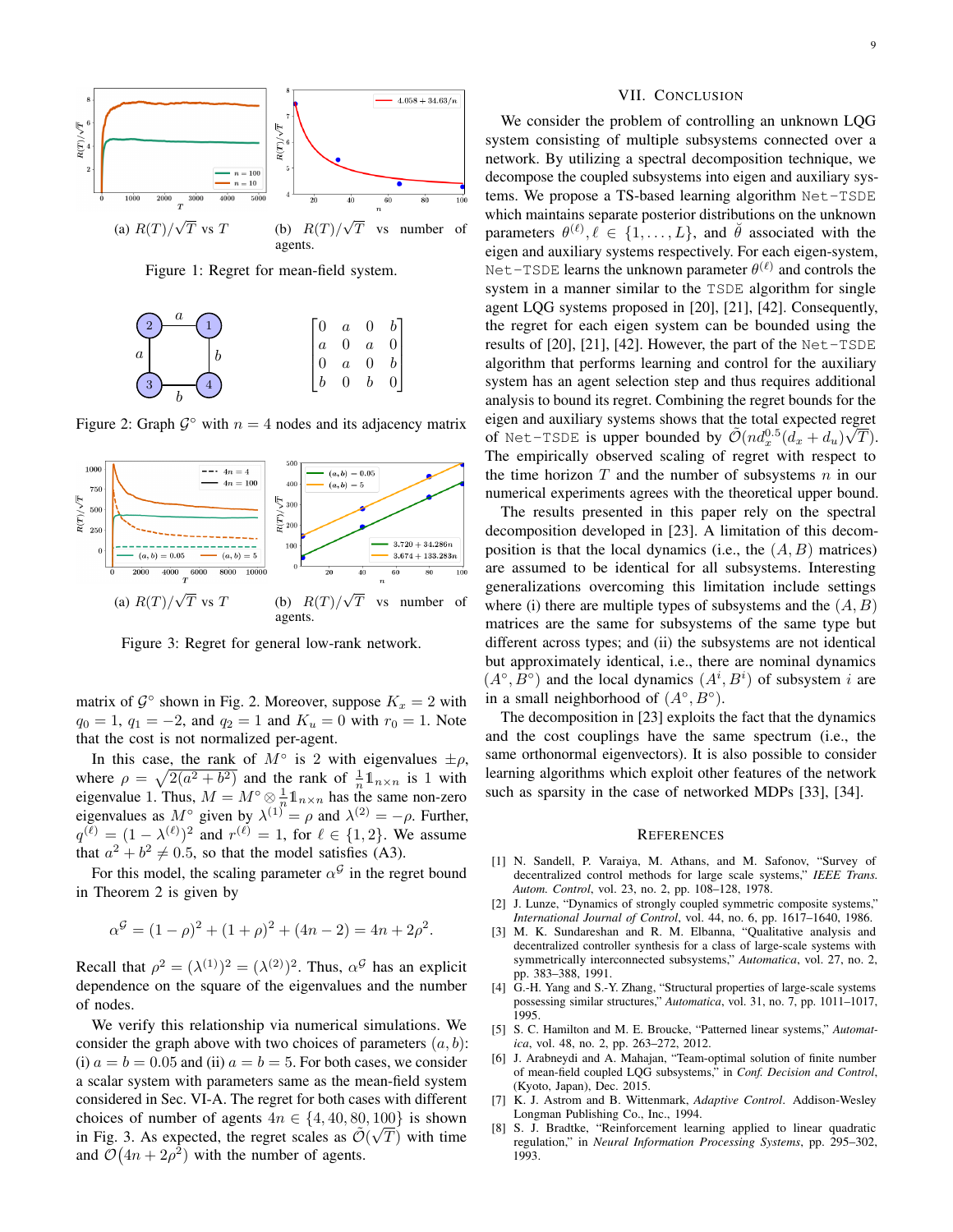(a) $R(T)/\sqrt{T}$ vs $T$

(b) $R(T)/\sqrt{T}$ vs number of agents.

Figure 1: Regret for mean-field system.

$$\begin{bmatrix} 0 & a & 0 & b \\ a & 0 & a & 0 \\ 0 & a & 0 & b \\ b & 0 & b & 0 \end{bmatrix}$$

Figure 2: Graph $\mathcal{G}^\circ$ with $n = 4$ nodes and its adjacency matrix

(a) $R(T)/\sqrt{T}$ vs $T$

(b) $R(T)/\sqrt{T}$ vs number of agents.

Figure 3: Regret for general low-rank network.

matrix of $\mathcal{G}^\circ$ shown in Fig. 2. Moreover, suppose $K_x = 2$ with $q_0 = 1$, $q_1 = -2$, and $q_2 = 1$ and $K_u = 0$ with $r_0 = 1$. Note that the cost is not normalized per-agent.

In this case, the rank of $M^\circ$ is 2 with eigenvalues $\pm\rho$, where $\rho = \sqrt{2(a^2 + b^2)}$ and the rank of $\frac{1}{n}\mathbb{1}_{n\times n}$ is 1 with eigenvalue 1. Thus, $M = M^\circ \otimes \frac{1}{n}\mathbb{1}_{n\times n}$ has the same non-zero eigenvalues as $M^\circ$ given by $\lambda^{(1)} = \rho$ and $\lambda^{(2)} = -\rho$. Further, $q^{(\ell)} = (1 - \lambda^{(\ell)})^2$ and $r^{(\ell)} = 1$, for $\ell \in \{1, 2\}$. We assume that $a^2 + b^2 \neq 0.5$, so that the model satisfies (A3).

For this model, the scaling parameter $\alpha^{\mathcal{G}}$ in the regret bound in Theorem 2 is given by

$$\alpha^{\mathcal{G}} = (1 - \rho)^2 + (1 + \rho)^2 + (4n - 2) = 4n + 2\rho^2.$$

Recall that $\rho^2 = (\lambda^{(1)})^2 = (\lambda^{(2)})^2$. Thus, $\alpha^{\mathcal{G}}$ has an explicit dependence on the square of the eigenvalues and the number of nodes.

We verify this relationship via numerical simulations. We consider the graph above with two choices of parameters $(a, b)$: (i) $a = b = 0.05$ and (ii) $a = b = 5$. For both cases, we consider a scalar system with parameters same as the mean-field system considered in Sec. VI-A. The regret for both cases with different choices of number of agents $4n \in \{4, 40, 80, 100\}$ is shown in Fig. 3. As expected, the regret scales as $\tilde{\mathcal{O}}(\sqrt{T})$ with time and $\mathcal{O}(4n + 2\rho^2)$ with the number of agents.

## VII. Conclusion

We consider the problem of controlling an unknown LQG system consisting of multiple subsystems connected over a network. By utilizing a spectral decomposition technique, we decompose the coupled subsystems into eigen and auxiliary systems. We propose a TS-based learning algorithm Net-TSDE which maintains separate posterior distributions on the unknown parameters $\theta^{(\ell)}, \ell \in \{1, \dots, L\}$, and $\breve{\theta}$ associated with the eigen and auxiliary systems respectively. For each eigen-system, Net-TSDE learns the unknown parameter $\theta^{(\ell)}$ and controls the system in a manner similar to the TSDE algorithm for single agent LQG systems proposed in [20], [21], [42]. Consequently, the regret for each eigen system can be bounded using the results of [20], [21], [42]. However, the part of the Net-TSDE algorithm that performs learning and control for the auxiliary system has an agent selection step and thus requires additional analysis to bound its regret. Combining the regret bounds for the eigen and auxiliary systems shows that the total expected regret of Net-TSDE is upper bounded by $\tilde{\mathcal{O}}(nd_x^{0.5}(d_x + d_u)\sqrt{T})$. The empirically observed scaling of regret with respect to the time horizon $T$ and the number of subsystems $n$ in our numerical experiments agrees with the theoretical upper bound.

The results presented in this paper rely on the spectral decomposition developed in [23]. A limitation of this decomposition is that the local dynamics (i.e., the $(A, B)$ matrices) are assumed to be identical for all subsystems. Interesting generalizations overcoming this limitation include settings where (i) there are multiple types of subsystems and the $(A, B)$ matrices are the same for subsystems of the same type but different across types; and (ii) the subsystems are not identical but approximately identical, i.e., there are nominal dynamics $(A^\circ, B^\circ)$ and the local dynamics $(A^i, B^i)$ of subsystem $i$ are in a small neighborhood of $(A^\circ, B^\circ)$.

The decomposition in [23] exploits the fact that the dynamics and the cost couplings have the same spectrum (i.e., the same orthonormal eigenvectors). It is also possible to consider learning algorithms which exploit other features of the network such as sparsity in the case of networked MDPs [33], [34].

## References

[1] N. Sandell, P. Varaiya, M. Athans, and M. Safonov, "Survey of decentralized control methods for large scale systems," *IEEE Trans. Autom. Control*, vol. 23, no. 2, pp. 108–128, 1978.

[2] J. Lunze, "Dynamics of strongly coupled symmetric composite systems," *International Journal of Control*, vol. 44, no. 6, pp. 1617–1640, 1986.

[3] M. K. Sundareshan and R. M. Elbanna, "Qualitative analysis and decentralized controller synthesis for a class of large-scale systems with symmetrically interconnected subsystems," *Automatica*, vol. 27, no. 2, pp. 383–388, 1991.

[4] G.-H. Yang and S.-Y. Zhang, "Structural properties of large-scale systems possessing similar structures," *Automatica*, vol. 31, no. 7, pp. 1011–1017, 1995.

[5] S. C. Hamilton and M. E. Broucke, "Patterned linear systems," *Automatica*, vol. 48, no. 2, pp. 263–272, 2012.

[6] J. Arabneydi and A. Mahajan, "Team-optimal solution of finite number of mean-field coupled LQG subsystems," in *Conf. Decision and Control*, (Kyoto, Japan), Dec. 2015.

[7] K. J. Astrom and B. Wittenmark, *Adaptive Control*. Addison-Wesley Longman Publishing Co., Inc., 1994.

[8] S. J. Bradtke, "Reinforcement learning applied to linear quadratic regulation," in *Neural Information Processing Systems*, pp. 295–302, 1993.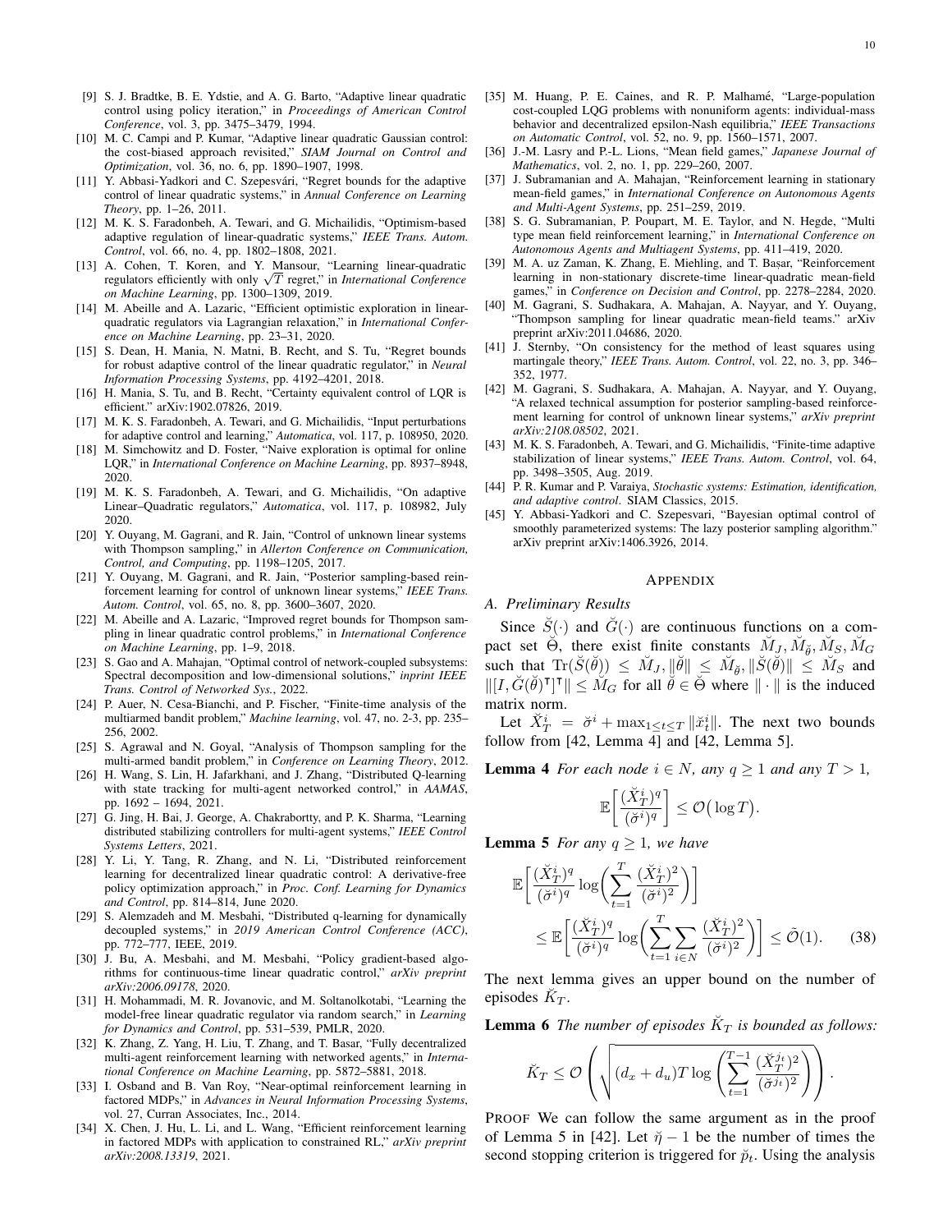[9] S. J. Bradtke, B. E. Ydstie, and A. G. Barto, "Adaptive linear quadratic control using policy iteration," in *Proceedings of American Control Conference*, vol. 3, pp. 3475–3479, 1994.

[10] M. C. Campi and P. Kumar, "Adaptive linear quadratic Gaussian control: the cost-biased approach revisited," *SIAM Journal on Control and Optimization*, vol. 36, no. 6, pp. 1890–1907, 1998.

[11] Y. Abbasi-Yadkori and C. Szepesvári, "Regret bounds for the adaptive control of linear quadratic systems," in *Annual Conference on Learning Theory*, pp. 1–26, 2011.

[12] M. K. S. Faradonbeh, A. Tewari, and G. Michailidis, "Optimism-based adaptive regulation of linear-quadratic systems," *IEEE Trans. Autom. Control*, vol. 66, no. 4, pp. 1802–1808, 2021.

[13] A. Cohen, T. Koren, and Y. Mansour, "Learning linear-quadratic regulators efficiently with only $\sqrt{T}$ regret," in *International Conference on Machine Learning*, pp. 1300–1309, 2019.

[14] M. Abeille and A. Lazaric, "Efficient optimistic exploration in linear-quadratic regulators via Lagrangian relaxation," in *International Conference on Machine Learning*, pp. 23–31, 2020.

[15] S. Dean, H. Mania, N. Matni, B. Recht, and S. Tu, "Regret bounds for robust adaptive control of the linear quadratic regulator," in *Neural Information Processing Systems*, pp. 4192–4201, 2018.

[16] H. Mania, S. Tu, and B. Recht, "Certainty equivalent control of LQR is efficient." arXiv:1902.07826, 2019.

[17] M. K. S. Faradonbeh, A. Tewari, and G. Michailidis, "Input perturbations for adaptive control and learning," *Automatica*, vol. 117, p. 108950, 2020.

[18] M. Simchowitz and D. Foster, "Naive exploration is optimal for online LQR," in *International Conference on Machine Learning*, pp. 8937–8948, 2020.

[19] M. K. S. Faradonbeh, A. Tewari, and G. Michailidis, "On adaptive Linear–Quadratic regulators," *Automatica*, vol. 117, p. 108982, July 2020.

[20] Y. Ouyang, M. Gagrani, and R. Jain, "Control of unknown linear systems with Thompson sampling," in *Allerton Conference on Communication, Control, and Computing*, pp. 1198–1205, 2017.

[21] Y. Ouyang, M. Gagrani, and R. Jain, "Posterior sampling-based reinforcement learning for control of unknown linear systems," *IEEE Trans. Autom. Control*, vol. 65, no. 8, pp. 3600–3607, 2020.

[22] M. Abeille and A. Lazaric, "Improved regret bounds for Thompson sampling in linear quadratic control problems," in *International Conference on Machine Learning*, pp. 1–9, 2018.

[23] S. Gao and A. Mahajan, "Optimal control of network-coupled subsystems: Spectral decomposition and low-dimensional solutions," *inprint IEEE Trans. Control of Networked Sys.*, 2022.

[24] P. Auer, N. Cesa-Bianchi, and P. Fischer, "Finite-time analysis of the multiarmed bandit problem," *Machine learning*, vol. 47, no. 2-3, pp. 235–256, 2002.

[25] S. Agrawal and N. Goyal, "Analysis of Thompson sampling for the multi-armed bandit problem," in *Conference on Learning Theory*, 2012.

[26] H. Wang, S. Lin, H. Jafarkhani, and J. Zhang, "Distributed Q-learning with state tracking for multi-agent networked control," in *AAMAS*, pp. 1692 – 1694, 2021.

[27] G. Jing, H. Bai, J. George, A. Chakrabortty, and P. K. Sharma, "Learning distributed stabilizing controllers for multi-agent systems," *IEEE Control Systems Letters*, 2021.

[28] Y. Li, Y. Tang, R. Zhang, and N. Li, "Distributed reinforcement learning for decentralized linear quadratic control: A derivative-free policy optimization approach," in *Proc. Conf. Learning for Dynamics and Control*, pp. 814–814, June 2020.

[29] S. Alemzadeh and M. Mesbahi, "Distributed q-learning for dynamically decoupled systems," in *2019 American Control Conference (ACC)*, pp. 772–777, IEEE, 2019.

[30] J. Bu, A. Mesbahi, and M. Mesbahi, "Policy gradient-based algorithms for continuous-time linear quadratic control," *arXiv preprint arXiv:2006.09178*, 2020.

[31] H. Mohammadi, M. R. Jovanovic, and M. Soltanolkotabi, "Learning the model-free linear quadratic regulator via random search," in *Learning for Dynamics and Control*, pp. 531–539, PMLR, 2020.

[32] K. Zhang, Z. Yang, H. Liu, T. Zhang, and T. Basar, "Fully decentralized multi-agent reinforcement learning with networked agents," in *International Conference on Machine Learning*, pp. 5872–5881, 2018.

[33] I. Osband and B. Van Roy, "Near-optimal reinforcement learning in factored MDPs," in *Advances in Neural Information Processing Systems*, vol. 27, Curran Associates, Inc., 2014.

[34] X. Chen, J. Hu, L. Li, and L. Wang, "Efficient reinforcement learning in factored MDPs with application to constrained RL," *arXiv preprint arXiv:2008.13319*, 2021.

[35] M. Huang, P. E. Caines, and R. P. Malhamé, "Large-population cost-coupled LQG problems with nonuniform agents: individual-mass behavior and decentralized epsilon-Nash equilibria," *IEEE Transactions on Automatic Control*, vol. 52, no. 9, pp. 1560–1571, 2007.

[36] J.-M. Lasry and P.-L. Lions, "Mean field games," *Japanese Journal of Mathematics*, vol. 2, no. 1, pp. 229–260, 2007.

[37] J. Subramanian and A. Mahajan, "Reinforcement learning in stationary mean-field games," in *International Conference on Autonomous Agents and Multi-Agent Systems*, pp. 251–259, 2019.

[38] S. G. Subramanian, P. Poupart, M. E. Taylor, and N. Hegde, "Multi type mean field reinforcement learning," in *International Conference on Autonomous Agents and Multiagent Systems*, pp. 411–419, 2020.

[39] M. A. uz Zaman, K. Zhang, E. Miehling, and T. Başar, "Reinforcement learning in non-stationary discrete-time linear-quadratic mean-field games," in *Conference on Decision and Control*, pp. 2278–2284, 2020.

[40] M. Gagrani, S. Sudhakara, A. Mahajan, A. Nayyar, and Y. Ouyang, "Thompson sampling for linear quadratic mean-field teams." arXiv preprint arXiv:2011.04686, 2020.

[41] J. Sternby, "On consistency for the method of least squares using martingale theory," *IEEE Trans. Autom. Control*, vol. 22, no. 3, pp. 346–352, 1977.

[42] M. Gagrani, S. Sudhakara, A. Mahajan, A. Nayyar, and Y. Ouyang, "A relaxed technical assumption for posterior sampling-based reinforcement learning for control of unknown linear systems," *arXiv preprint arXiv:2108.08502*, 2021.

[43] M. K. S. Faradonbeh, A. Tewari, and G. Michailidis, "Finite-time adaptive stabilization of linear systems," *IEEE Trans. Autom. Control*, vol. 64, pp. 3498–3505, Aug. 2019.

[44] P. R. Kumar and P. Varaiya, *Stochastic systems: Estimation, identification, and adaptive control*. SIAM Classics, 2015.

[45] Y. Abbasi-Yadkori and C. Szepesvari, "Bayesian optimal control of smoothly parameterized systems: The lazy posterior sampling algorithm." arXiv preprint arXiv:1406.3926, 2014.

# APPENDIX

## A. Preliminary Results

Since $\breve{S}(\cdot)$ and $\breve{G}(\cdot)$ are continuous functions on a compact set $\breve{\Theta}$, there exist finite constants $\breve{M}_J, \breve{M}_{\breve{\theta}}, \breve{M}_S, \breve{M}_G$ such that $\text{Tr}(\breve{S}(\breve{\theta})) \leq \breve{M}_J, \|\breve{\theta}\| \leq \breve{M}_{\breve{\theta}}, \|\breve{S}(\breve{\theta})\| \leq \breve{M}_S$ and $\|[I, \breve{G}(\breve{\theta})^\intercal]^\intercal\| \leq \breve{M}_G$ for all $\breve{\theta} \in \breve{\Theta}$ where $\|\cdot\|$ is the induced matrix norm.

Let $\breve{X}_T^i = \breve{\sigma}^i + \max_{1\leq t\leq T} \|\breve{x}_t^i\|$. The next two bounds follow from [42, Lemma 4] and [42, Lemma 5].

**Lemma 4** *For each node $i \in N$, any $q \geq 1$ and any $T > 1$,*

$$\mathbb{E}\bigg[\frac{(\breve{X}_T^i)^q}{(\breve{\sigma}^i)^q}\bigg] \leq \mathcal{O}\big(\log T\big).$$

**Lemma 5** *For any $q \geq 1$, we have*

$$\mathbb{E}\bigg[\frac{(\breve{X}_T^i)^q}{(\breve{\sigma}^i)^q}\log\bigg(\sum_{t=1}^{T}\frac{(\breve{X}_T^i)^2}{(\breve{\sigma}^i)^2}\bigg)\bigg] \leq \mathbb{E}\bigg[\frac{(\breve{X}_T^i)^q}{(\breve{\sigma}^i)^q}\log\bigg(\sum_{t=1}^{T}\sum_{i\in N}\frac{(\breve{X}_T^i)^2}{(\breve{\sigma}^i)^2}\bigg)\bigg] \leq \tilde{\mathcal{O}}(1). \tag{38}$$

The next lemma gives an upper bound on the number of episodes $\breve{K}_T$.

**Lemma 6** *The number of episodes $\breve{K}_T$ is bounded as follows:*

$$\breve{K}_T \leq \mathcal{O}\left(\sqrt{(d_x + d_u)T\log\left(\sum_{t=1}^{T-1}\frac{(\breve{X}_T^{j_t})^2}{(\breve{\sigma}^{j_t})^2}\right)}\right).$$

PROOF We can follow the same argument as in the proof of Lemma 5 in [42]. Let $\breve{\eta} - 1$ be the number of times the second stopping criterion is triggered for $\breve{p}_t$. Using the analysis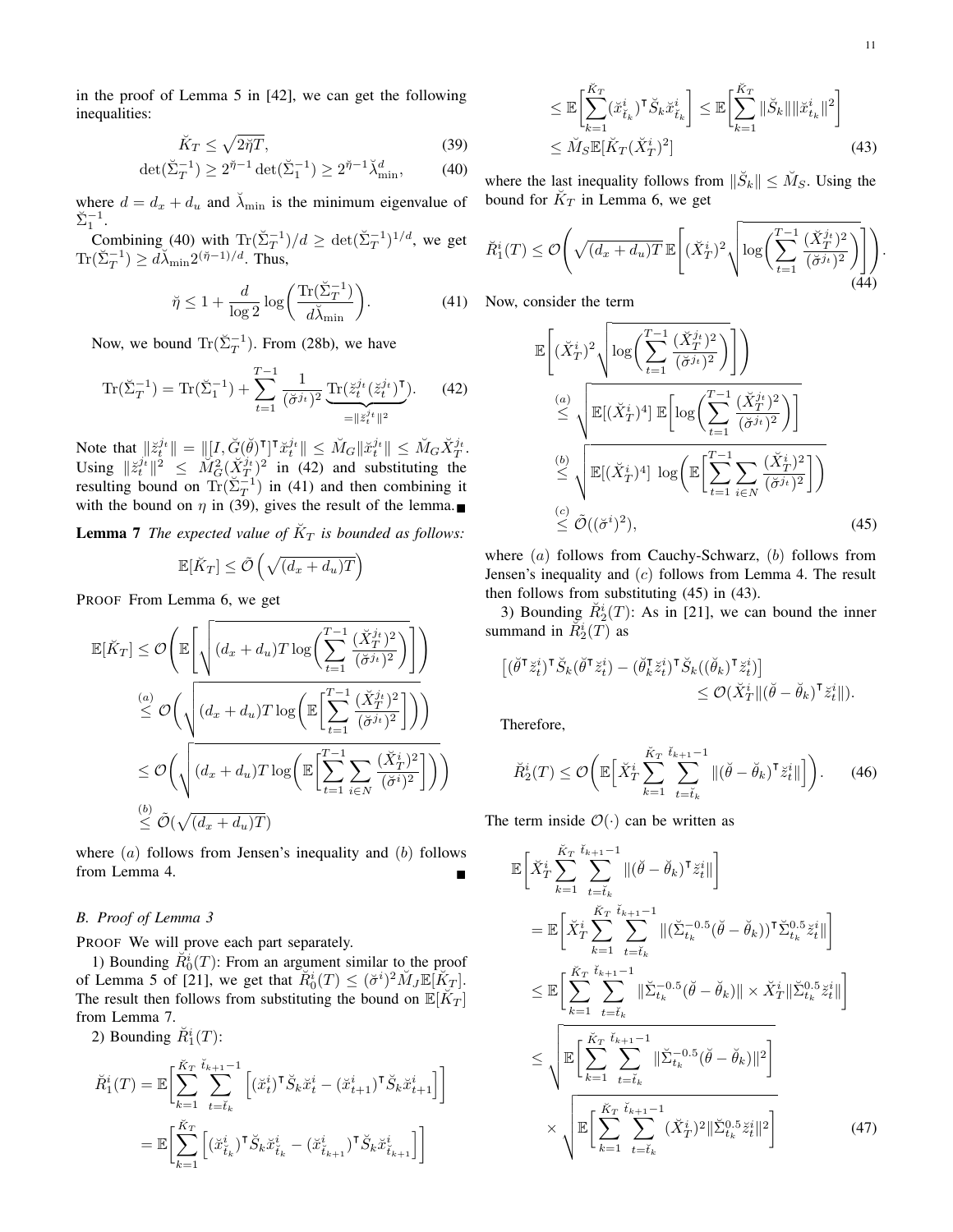in the proof of Lemma 5 in [42], we can get the following inequalities:

$$\breve{K}_T \leq \sqrt{2\breve{\eta}T}, \tag{39}$$

$$\det(\breve{\Sigma}_T^{-1}) \geq 2^{\breve{\eta}-1}\det(\breve{\Sigma}_1^{-1}) \geq 2^{\breve{\eta}-1}\breve{\lambda}_{\min}^d, \tag{40}$$

where $d = d_x + d_u$ and $\breve{\lambda}_{\min}$ is the minimum eigenvalue of $\breve{\Sigma}_1^{-1}$.

Combining (40) with $\mathrm{Tr}(\breve{\Sigma}_T^{-1})/d \geq \det(\breve{\Sigma}_T^{-1})^{1/d}$, we get $\mathrm{Tr}(\breve{\Sigma}_T^{-1}) \geq d\breve{\lambda}_{\min}2^{(\breve{\eta}-1)/d}$. Thus,

$$\breve{\eta} \leq 1 + \frac{d}{\log 2}\log\bigg(\frac{\mathrm{Tr}(\breve{\Sigma}_T^{-1})}{d\breve{\lambda}_{\min}}\bigg). \tag{41}$$

Now, we bound $\mathrm{Tr}(\breve{\Sigma}_T^{-1})$. From (28b), we have

$$\mathrm{Tr}(\breve{\Sigma}_T^{-1}) = \mathrm{Tr}(\breve{\Sigma}_1^{-1}) + \sum_{t=1}^{T-1}\frac{1}{(\breve{\sigma}^{j_t})^2}\underbrace{\mathrm{Tr}(\breve{z}_t^{j_t}(\breve{z}_t^{j_t})^\intercal)}_{=\|\breve{z}_t^{j_t}\|^2}. \tag{42}$$

Note that $\|\breve{z}_t^{j_t}\| = \|[I, \breve{G}(\breve{\theta})^\intercal]^\intercal \breve{x}_t^{j_t}\| \leq \breve{M}_G\|\breve{x}_t^{j_t}\| \leq \breve{M}_G\breve{X}_T^{j_t}$. Using $\|\breve{z}_t^{j_t}\|^2 \leq \breve{M}_G^2(\breve{X}_T^{j_t})^2$ in (42) and substituting the resulting bound on $\mathrm{Tr}(\breve{\Sigma}_T^{-1})$ in (41) and then combining it with the bound on $\eta$ in (39), gives the result of the lemma. ∎

**Lemma 7** *The expected value of $\breve{K}_T$ is bounded as follows:*

$$\mathbb{E}[\breve{K}_T] \leq \tilde{\mathcal{O}}\left(\sqrt{(d_x+d_u)T}\right)$$

PROOF From Lemma 6, we get

$$\begin{aligned}
\mathbb{E}[\breve{K}_T] &\leq \mathcal{O}\Bigg(\mathbb{E}\Bigg[\sqrt{(d_x+d_u)T\log\bigg(\sum_{t=1}^{T-1}\frac{(\breve{X}_T^{j_t})^2}{(\breve{\sigma}^{j_t})^2}\bigg)}\Bigg]\Bigg) \\
&\overset{(a)}{\leq} \mathcal{O}\Bigg(\sqrt{(d_x+d_u)T\log\bigg(\mathbb{E}\bigg[\sum_{t=1}^{T-1}\frac{(\breve{X}_T^{j_t})^2}{(\breve{\sigma}^{j_t})^2}\bigg]\bigg)}\Bigg) \\
&\leq \mathcal{O}\Bigg(\sqrt{(d_x+d_u)T\log\bigg(\mathbb{E}\bigg[\sum_{t=1}^{T-1}\sum_{i\in N}\frac{(\breve{X}_T^{i})^2}{(\breve{\sigma}^{i})^2}\bigg]\bigg)}\Bigg) \\
&\overset{(b)}{\leq} \tilde{\mathcal{O}}(\sqrt{(d_x+d_u)T})
\end{aligned}$$

where $(a)$ follows from Jensen's inequality and $(b)$ follows from Lemma 4. ∎

### B. Proof of Lemma 3

PROOF We will prove each part separately.

1) Bounding $\breve{R}_0^i(T)$: From an argument similar to the proof of Lemma 5 of [21], we get that $\breve{R}_0^i(T) \leq (\breve{\sigma}^i)^2\breve{M}_J\mathbb{E}[\breve{K}_T]$. The result then follows from substituting the bound on $\mathbb{E}[\breve{K}_T]$ from Lemma 7.

2) Bounding $\breve{R}_1^i(T)$:

$$\begin{aligned}
\breve{R}_1^i(T) &= \mathbb{E}\bigg[\sum_{k=1}^{\breve{K}_T}\sum_{t=\breve{t}_k}^{\breve{t}_{k+1}-1}\Big[(\breve{x}_t^i)^\intercal\breve{S}_k\breve{x}_t^i - (\breve{x}_{t+1}^i)^\intercal\breve{S}_k\breve{x}_{t+1}^i\Big]\bigg] \\
&= \mathbb{E}\bigg[\sum_{k=1}^{\breve{K}_T}\Big[(\breve{x}_{\breve{t}_k}^i)^\intercal\breve{S}_k\breve{x}_{\breve{t}_k}^i - (\breve{x}_{\breve{t}_{k+1}}^i)^\intercal\breve{S}_k\breve{x}_{\breve{t}_{k+1}}^i\Big]\bigg] \\
&\leq \mathbb{E}\bigg[\sum_{k=1}^{\breve{K}_T}(\breve{x}_{\breve{t}_k}^i)^\intercal\breve{S}_k\breve{x}_{\breve{t}_k}^i\bigg] \leq \mathbb{E}\bigg[\sum_{k=1}^{\breve{K}_T}\|\breve{S}_k\|\|\breve{x}_{\breve{t}_k}^i\|^2\bigg] \\
&\leq \breve{M}_S\mathbb{E}[\breve{K}_T(\breve{X}_T^i)^2]
\end{aligned} \tag{43}$$

where the last inequality follows from $\|\breve{S}_k\| \leq \breve{M}_S$. Using the bound for $\breve{K}_T$ in Lemma 6, we get

$$\breve{R}_1^i(T) \leq \mathcal{O}\Bigg(\sqrt{(d_x+d_u)T}\,\mathbb{E}\Bigg[(\breve{X}_T^i)^2\sqrt{\log\bigg(\sum_{t=1}^{T-1}\frac{(\breve{X}_T^{j_t})^2}{(\breve{\sigma}^{j_t})^2}\bigg)}\Bigg]\Bigg). \tag{44}$$

Now, consider the term

$$\begin{aligned}
&\mathbb{E}\Bigg[(\breve{X}_T^i)^2\sqrt{\log\bigg(\sum_{t=1}^{T-1}\frac{(\breve{X}_T^{j_t})^2}{(\breve{\sigma}^{j_t})^2}\bigg)}\Bigg]\Bigg) \\
&\overset{(a)}{\leq} \sqrt{\mathbb{E}[(\breve{X}_T^i)^4]\ \mathbb{E}\bigg[\log\bigg(\sum_{t=1}^{T-1}\frac{(\breve{X}_T^{j_t})^2}{(\breve{\sigma}^{j_t})^2}\bigg)\bigg]} \\
&\overset{(b)}{\leq} \sqrt{\mathbb{E}[(\breve{X}_T^i)^4]\ \log\bigg(\mathbb{E}\bigg[\sum_{t=1}^{T-1}\sum_{i\in N}\frac{(\breve{X}_T^i)^2}{(\breve{\sigma}^{j_t})^2}\bigg]\bigg)} \\
&\overset{(c)}{\leq} \tilde{\mathcal{O}}((\breve{\sigma}^i)^2),
\end{aligned} \tag{45}$$

where $(a)$ follows from Cauchy-Schwarz, $(b)$ follows from Jensen's inequality and $(c)$ follows from Lemma 4. The result then follows from substituting (45) in (43).

3) Bounding $\breve{R}_2^i(T)$: As in [21], we can bound the inner summand in $\breve{R}_2^i(T)$ as

$$\begin{aligned}
&\big[(\breve{\theta}^\intercal\breve{z}_t^i)^\intercal\breve{S}_k(\breve{\theta}^\intercal\breve{z}_t^i) - (\breve{\theta}_k^\intercal\breve{z}_t^i)^\intercal\breve{S}_k((\breve{\theta}_k)^\intercal\breve{z}_t^i)\big] \\
&\qquad\qquad\leq \mathcal{O}(\breve{X}_T^i\|(\breve{\theta}-\breve{\theta}_k)^\intercal\breve{z}_t^i\|).
\end{aligned}$$

Therefore,

$$\breve{R}_2^i(T) \leq \mathcal{O}\bigg(\mathbb{E}\Big[\breve{X}_T^i\sum_{k=1}^{\breve{K}_T}\sum_{t=\breve{t}_k}^{\breve{t}_{k+1}-1}\|(\breve{\theta}-\breve{\theta}_k)^\intercal\breve{z}_t^i\|\Big]\bigg). \tag{46}$$

The term inside $\mathcal{O}(\cdot)$ can be written as

$$\begin{aligned}
&\mathbb{E}\bigg[\breve{X}_T^i\sum_{k=1}^{\breve{K}_T}\sum_{t=\breve{t}_k}^{\breve{t}_{k+1}-1}\|(\breve{\theta}-\breve{\theta}_k)^\intercal\breve{z}_t^i\|\bigg] \\
&= \mathbb{E}\bigg[\breve{X}_T^i\sum_{k=1}^{\breve{K}_T}\sum_{t=\breve{t}_k}^{\breve{t}_{k+1}-1}\|(\breve{\Sigma}_{t_k}^{-0.5}(\breve{\theta}-\breve{\theta}_k))^\intercal\breve{\Sigma}_{t_k}^{0.5}\breve{z}_t^i\|\bigg] \\
&\leq \mathbb{E}\bigg[\sum_{k=1}^{\breve{K}_T}\sum_{t=\breve{t}_k}^{\breve{t}_{k+1}-1}\|\breve{\Sigma}_{t_k}^{-0.5}(\breve{\theta}-\breve{\theta}_k)\|\times\breve{X}_T^i\|\breve{\Sigma}_{t_k}^{0.5}\breve{z}_t^i\|\bigg] \\
&\leq \sqrt{\mathbb{E}\bigg[\sum_{k=1}^{\breve{K}_T}\sum_{t=\breve{t}_k}^{\breve{t}_{k+1}-1}\|\breve{\Sigma}_{t_k}^{-0.5}(\breve{\theta}-\breve{\theta}_k)\|^2\bigg]} \\
&\quad\times\sqrt{\mathbb{E}\bigg[\sum_{k=1}^{\breve{K}_T}\sum_{t=\breve{t}_k}^{\breve{t}_{k+1}-1}(\breve{X}_T^i)^2\|\breve{\Sigma}_{t_k}^{0.5}\breve{z}_t^i\|^2\bigg]}
\end{aligned} \tag{47}$$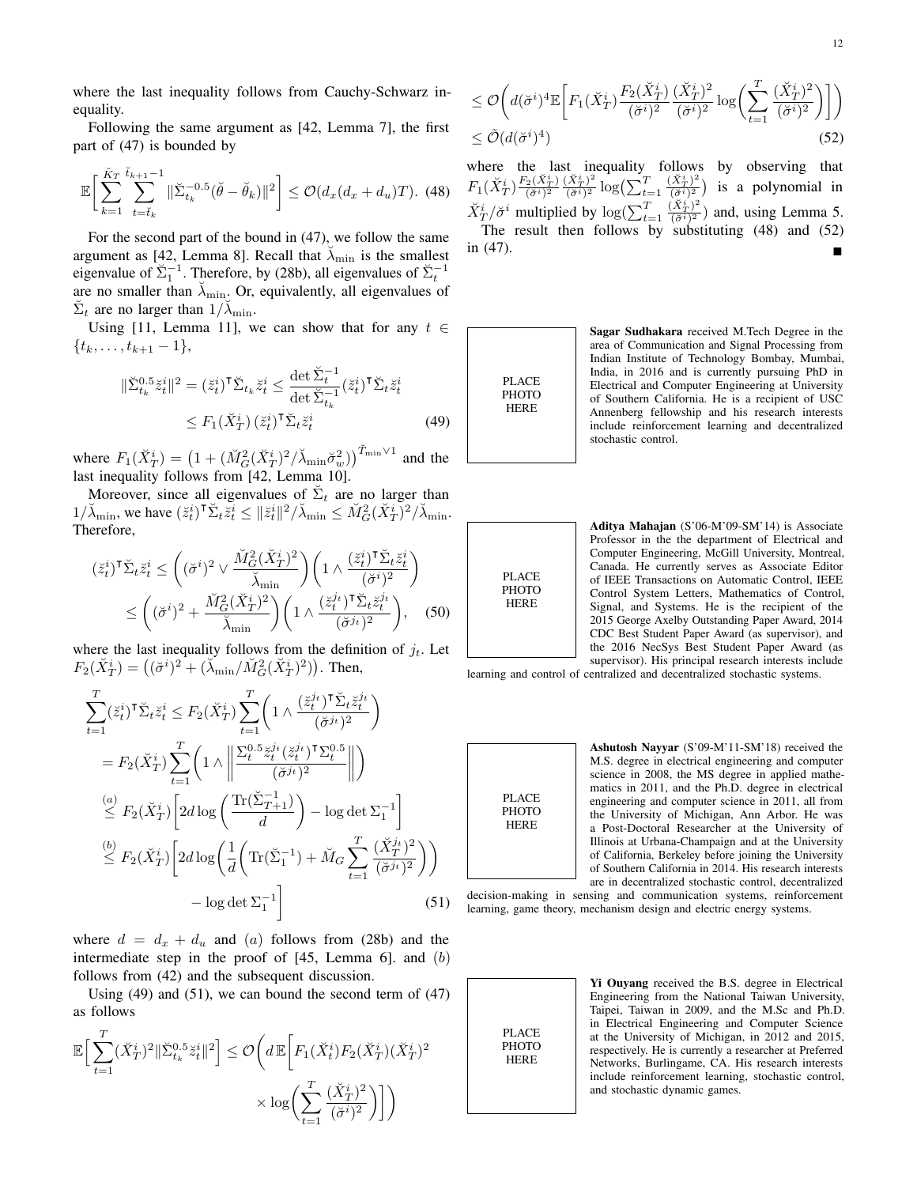where the last inequality follows from Cauchy-Schwarz inequality.

Following the same argument as [42, Lemma 7], the first part of (47) is bounded by

$$\mathbb{E}\Big[\sum_{k=1}^{\breve{K}_T}\sum_{t=\breve{t}_k}^{\breve{t}_{k+1}-1}\|\breve{\Sigma}_{t_k}^{-0.5}(\breve{\theta}-\breve{\theta}_k)\|^2\Big] \le \mathcal{O}(d_x(d_x+d_u)T). \quad (48)$$

For the second part of the bound in (47), we follow the same argument as [42, Lemma 8]. Recall that $\breve{\lambda}_{\min}$ is the smallest eigenvalue of $\breve{\Sigma}_1^{-1}$. Therefore, by (28b), all eigenvalues of $\breve{\Sigma}_t^{-1}$ are no smaller than $\breve{\lambda}_{\min}$. Or, equivalently, all eigenvalues of $\breve{\Sigma}_t$ are no larger than $1/\breve{\lambda}_{\min}$.

Using [11, Lemma 11], we can show that for any $t \in \{t_k, \dots, t_{k+1}-1\}$,

$$\begin{aligned}\|\breve{\Sigma}_{t_k}^{0.5}\breve{z}_t^i\|^2 = (\breve{z}_t^i)^\intercal\breve{\Sigma}_{t_k}\breve{z}_t^i &\le \frac{\det\breve{\Sigma}_t^{-1}}{\det\breve{\Sigma}_{t_k}^{-1}}(\breve{z}_t^i)^\intercal\breve{\Sigma}_t\breve{z}_t^i \\ &\le F_1(\breve{X}_T^i)\,(\breve{z}_t^i)^\intercal\breve{\Sigma}_t\breve{z}_t^i \end{aligned} \quad (49)$$

where $F_1(\breve{X}_T^i) = \big(1+(\breve{M}_G^2(\breve{X}_T^i)^2/\breve{\lambda}_{\min}\breve{\sigma}_w^2)\big)^{\breve{T}_{\min}\vee 1}$ and the last inequality follows from [42, Lemma 10].

Moreover, since all eigenvalues of $\breve{\Sigma}_t$ are no larger than $1/\breve{\lambda}_{\min}$, we have $(\breve{z}_t^i)^\intercal\breve{\Sigma}_t\breve{z}_t^i \le \|\breve{z}_t^i\|^2/\breve{\lambda}_{\min} \le \breve{M}_G^2(\breve{X}_T^i)^2/\breve{\lambda}_{\min}$. Therefore,

$$\begin{aligned}(\breve{z}_t^i)^\intercal\breve{\Sigma}_t\breve{z}_t^i &\le \bigg((\breve{\sigma}^i)^2 \vee \frac{\breve{M}_G^2(\breve{X}_T^i)^2}{\breve{\lambda}_{\min}}\bigg)\bigg(1 \wedge \frac{(\breve{z}_t^i)^\intercal\breve{\Sigma}_t\breve{z}_t^i}{(\breve{\sigma}^i)^2}\bigg) \\ &\le \bigg((\breve{\sigma}^i)^2 + \frac{\breve{M}_G^2(\breve{X}_T^i)^2}{\breve{\lambda}_{\min}}\bigg)\bigg(1 \wedge \frac{(\breve{z}_t^{j_t})^\intercal\breve{\Sigma}_t\breve{z}_t^{j_t}}{(\breve{\sigma}^{j_t})^2}\bigg), \end{aligned} \quad (50)$$

where the last inequality follows from the definition of $j_t$. Let $F_2(\breve{X}_T^i) = \big((\breve{\sigma}^i)^2 + (\breve{\lambda}_{\min}/\breve{M}_G^2(\breve{X}_T^i)^2)\big)$. Then,

$$\begin{aligned}\sum_{t=1}^T(\breve{z}_t^i)^\intercal\breve{\Sigma}_t\breve{z}_t^i &\le F_2(\breve{X}_T^i)\sum_{t=1}^T\bigg(1 \wedge \frac{(\breve{z}_t^{j_t})^\intercal\breve{\Sigma}_t\breve{z}_t^{j_t}}{(\breve{\sigma}^{j_t})^2}\bigg) \\ &= F_2(\breve{X}_T^i)\sum_{t=1}^T\bigg(1 \wedge \bigg\|\frac{\Sigma_t^{0.5}\breve{z}_t^{j_t}(\breve{z}_t^{j_t})^\intercal\Sigma_t^{0.5}}{(\breve{\sigma}^{j_t})^2}\bigg\|\bigg) \\ &\overset{(a)}{\le} F_2(\breve{X}_T^i)\bigg[2d\log\bigg(\frac{\mathrm{Tr}(\breve{\Sigma}_{T+1}^{-1})}{d}\bigg) - \log\det\Sigma_1^{-1}\bigg] \\ &\overset{(b)}{\le} F_2(\breve{X}_T^i)\bigg[2d\log\bigg(\frac{1}{d}\bigg(\mathrm{Tr}(\breve{\Sigma}_1^{-1}) + \breve{M}_G\sum_{t=1}^T\frac{(\breve{X}_T^{j_t})^2}{(\breve{\sigma}^{j_t})^2}\bigg)\bigg) \\ &\qquad - \log\det\Sigma_1^{-1}\bigg] \end{aligned} \quad (51)$$

where $d = d_x + d_u$ and $(a)$ follows from (28b) and the intermediate step in the proof of [45, Lemma 6]. and $(b)$ follows from (42) and the subsequent discussion.

Using (49) and (51), we can bound the second term of (47) as follows

$$\begin{aligned}\mathbb{E}\Big[\sum_{t=1}^T(\breve{X}_T^i)^2\|\breve{\Sigma}_{t_k}^{0.5}\breve{z}_t^i\|^2\Big] &\le \mathcal{O}\bigg(d\,\mathbb{E}\bigg[F_1(\breve{X}_t^i)F_2(\breve{X}_T^i)(\breve{X}_T^i)^2 \\ &\qquad\times\log\bigg(\sum_{t=1}^T\frac{(\breve{X}_T^i)^2}{(\breve{\sigma}^i)^2}\bigg)\bigg]\bigg) \\ &\le \mathcal{O}\bigg(d(\breve{\sigma}^i)^4\mathbb{E}\bigg[F_1(\breve{X}_T^i)\frac{F_2(\breve{X}_T^i)}{(\breve{\sigma}^i)^2}\frac{(\breve{X}_T^i)^2}{(\breve{\sigma}^i)^2}\log\bigg(\sum_{t=1}^T\frac{(\breve{X}_T^i)^2}{(\breve{\sigma}^i)^2}\bigg)\bigg]\bigg) \\ &\le \tilde{\mathcal{O}}(d(\breve{\sigma}^i)^4) \end{aligned} \quad (52)$$

where the last inequality follows by observing that $F_1(\breve{X}_T^i)\frac{F_2(\breve{X}_T^i)}{(\breve{\sigma}^i)^2}\frac{(\breve{X}_T^i)^2}{(\breve{\sigma}^i)^2}\log\big(\sum_{t=1}^T\frac{(\breve{X}_T^i)^2}{(\breve{\sigma}^i)^2}\big)$ is a polynomial in $\breve{X}_T^i/\breve{\sigma}^i$ multiplied by $\log(\sum_{t=1}^T\frac{(\breve{X}_T^i)^2}{(\breve{\sigma}^i)^2})$ and, using Lemma 5.

The result then follows by substituting (48) and (52) in (47). ∎

PLACE PHOTO HERE

**Sagar Sudhakara** received M.Tech Degree in the area of Communication and Signal Processing from Indian Institute of Technology Bombay, Mumbai, India, in 2016 and is currently pursuing PhD in Electrical and Computer Engineering at University of Southern California. He is a recipient of USC Annenberg fellowship and his research interests include reinforcement learning and decentralized stochastic control.

PLACE PHOTO HERE

**Aditya Mahajan** (S'06-M'09-SM'14) is Associate Professor in the the department of Electrical and Computer Engineering, McGill University, Montreal, Canada. He currently serves as Associate Editor of IEEE Transactions on Automatic Control, IEEE Control System Letters, Mathematics of Control, Signal, and Systems. He is the recipient of the 2015 George Axelby Outstanding Paper Award, 2014 CDC Best Student Paper Award (as supervisor), and the 2016 NecSys Best Student Paper Award (as supervisor). His principal research interests include learning and control of centralized and decentralized stochastic systems.

PLACE PHOTO HERE

**Ashutosh Nayyar** (S'09-M'11-SM'18) received the M.S. degree in electrical engineering and computer science in 2008, the MS degree in applied mathematics in 2011, and the Ph.D. degree in electrical engineering and computer science in 2011, all from the University of Michigan, Ann Arbor. He was a Post-Doctoral Researcher at the University of Illinois at Urbana-Champaign and at the University of California, Berkeley before joining the University of Southern California in 2014. His research interests are in decentralized stochastic control, decentralized decision-making in sensing and communication systems, reinforcement learning, game theory, mechanism design and electric energy systems.

PLACE PHOTO HERE

**Yi Ouyang** received the B.S. degree in Electrical Engineering from the National Taiwan University, Taipei, Taiwan in 2009, and the M.Sc and Ph.D. in Electrical Engineering and Computer Science at the University of Michigan, in 2012 and 2015, respectively. He is currently a researcher at Preferred Networks, Burlingame, CA. His research interests include reinforcement learning, stochastic control, and stochastic dynamic games.